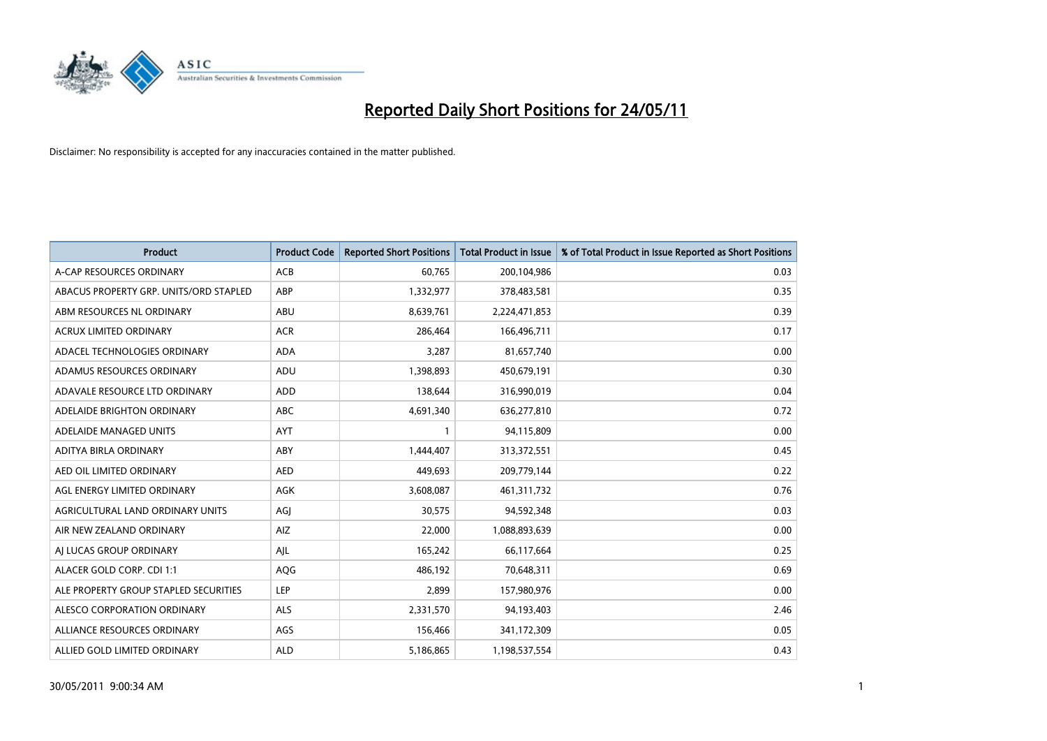# Reported Daily Short Positions for 24/05/11

Disclaimer: No responsibility is accepted for any inaccuracies contained in the matter published.

| Product | Product Code | Reported Short Positions | Total Product in Issue | % of Total Product in Issue Reported as Short Positions |
|---|---|---|---|---|
| A-CAP RESOURCES ORDINARY | ACB | 60,765 | 200,104,986 | 0.03 |
| ABACUS PROPERTY GRP. UNITS/ORD STAPLED | ABP | 1,332,977 | 378,483,581 | 0.35 |
| ABM RESOURCES NL ORDINARY | ABU | 8,639,761 | 2,224,471,853 | 0.39 |
| ACRUX LIMITED ORDINARY | ACR | 286,464 | 166,496,711 | 0.17 |
| ADACEL TECHNOLOGIES ORDINARY | ADA | 3,287 | 81,657,740 | 0.00 |
| ADAMUS RESOURCES ORDINARY | ADU | 1,398,893 | 450,679,191 | 0.30 |
| ADAVALE RESOURCE LTD ORDINARY | ADD | 138,644 | 316,990,019 | 0.04 |
| ADELAIDE BRIGHTON ORDINARY | ABC | 4,691,340 | 636,277,810 | 0.72 |
| ADELAIDE MANAGED UNITS | AYT | 1 | 94,115,809 | 0.00 |
| ADITYA BIRLA ORDINARY | ABY | 1,444,407 | 313,372,551 | 0.45 |
| AED OIL LIMITED ORDINARY | AED | 449,693 | 209,779,144 | 0.22 |
| AGL ENERGY LIMITED ORDINARY | AGK | 3,608,087 | 461,311,732 | 0.76 |
| AGRICULTURAL LAND ORDINARY UNITS | AGJ | 30,575 | 94,592,348 | 0.03 |
| AIR NEW ZEALAND ORDINARY | AIZ | 22,000 | 1,088,893,639 | 0.00 |
| AJ LUCAS GROUP ORDINARY | AJL | 165,242 | 66,117,664 | 0.25 |
| ALACER GOLD CORP. CDI 1:1 | AQG | 486,192 | 70,648,311 | 0.69 |
| ALE PROPERTY GROUP STAPLED SECURITIES | LEP | 2,899 | 157,980,976 | 0.00 |
| ALESCO CORPORATION ORDINARY | ALS | 2,331,570 | 94,193,403 | 2.46 |
| ALLIANCE RESOURCES ORDINARY | AGS | 156,466 | 341,172,309 | 0.05 |
| ALLIED GOLD LIMITED ORDINARY | ALD | 5,186,865 | 1,198,537,554 | 0.43 |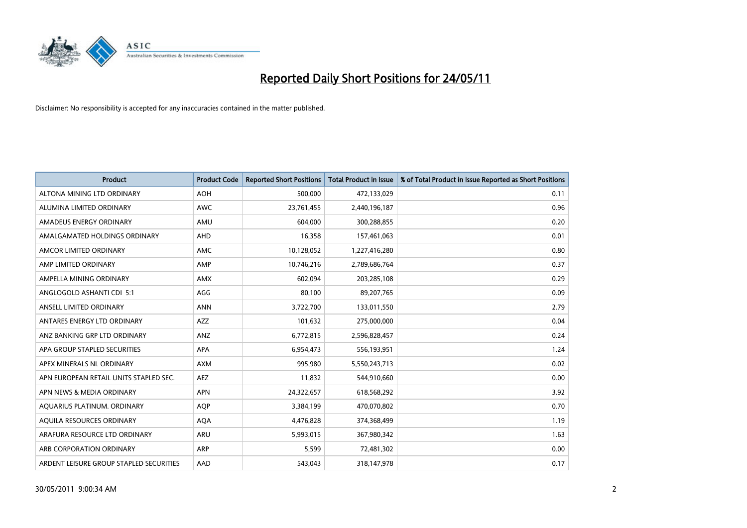# Reported Daily Short Positions for 24/05/11

Disclaimer: No responsibility is accepted for any inaccuracies contained in the matter published.

| Product | Product Code | Reported Short Positions | Total Product in Issue | % of Total Product in Issue Reported as Short Positions |
|---|---|---|---|---|
| ALTONA MINING LTD ORDINARY | AOH | 500,000 | 472,133,029 | 0.11 |
| ALUMINA LIMITED ORDINARY | AWC | 23,761,455 | 2,440,196,187 | 0.96 |
| AMADEUS ENERGY ORDINARY | AMU | 604,000 | 300,288,855 | 0.20 |
| AMALGAMATED HOLDINGS ORDINARY | AHD | 16,358 | 157,461,063 | 0.01 |
| AMCOR LIMITED ORDINARY | AMC | 10,128,052 | 1,227,416,280 | 0.80 |
| AMP LIMITED ORDINARY | AMP | 10,746,216 | 2,789,686,764 | 0.37 |
| AMPELLA MINING ORDINARY | AMX | 602,094 | 203,285,108 | 0.29 |
| ANGLOGOLD ASHANTI CDI 5:1 | AGG | 80,100 | 89,207,765 | 0.09 |
| ANSELL LIMITED ORDINARY | ANN | 3,722,700 | 133,011,550 | 2.79 |
| ANTARES ENERGY LTD ORDINARY | AZZ | 101,632 | 275,000,000 | 0.04 |
| ANZ BANKING GRP LTD ORDINARY | ANZ | 6,772,815 | 2,596,828,457 | 0.24 |
| APA GROUP STAPLED SECURITIES | APA | 6,954,473 | 556,193,951 | 1.24 |
| APEX MINERALS NL ORDINARY | AXM | 995,980 | 5,550,243,713 | 0.02 |
| APN EUROPEAN RETAIL UNITS STAPLED SEC. | AEZ | 11,832 | 544,910,660 | 0.00 |
| APN NEWS & MEDIA ORDINARY | APN | 24,322,657 | 618,568,292 | 3.92 |
| AQUARIUS PLATINUM. ORDINARY | AQP | 3,384,199 | 470,070,802 | 0.70 |
| AQUILA RESOURCES ORDINARY | AQA | 4,476,828 | 374,368,499 | 1.19 |
| ARAFURA RESOURCE LTD ORDINARY | ARU | 5,993,015 | 367,980,342 | 1.63 |
| ARB CORPORATION ORDINARY | ARP | 5,599 | 72,481,302 | 0.00 |
| ARDENT LEISURE GROUP STAPLED SECURITIES | AAD | 543,043 | 318,147,978 | 0.17 |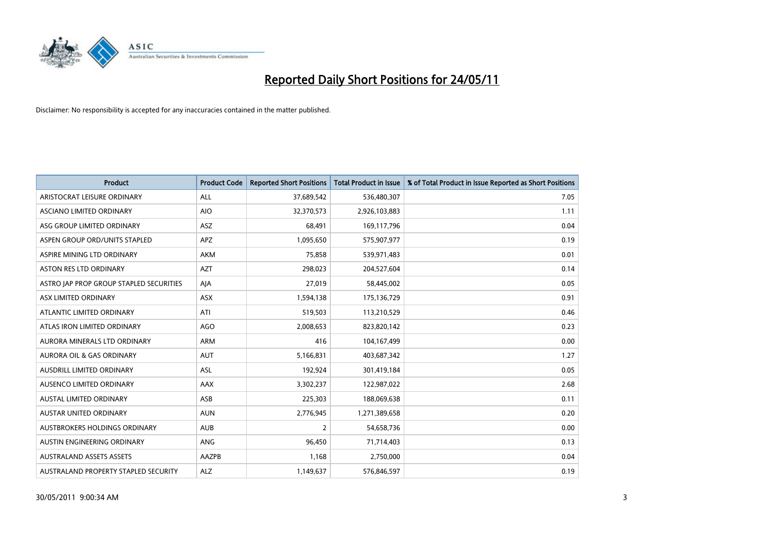# Reported Daily Short Positions for 24/05/11

Disclaimer: No responsibility is accepted for any inaccuracies contained in the matter published.

| Product | Product Code | Reported Short Positions | Total Product in Issue | % of Total Product in Issue Reported as Short Positions |
|---|---|---|---|---|
| ARISTOCRAT LEISURE ORDINARY | ALL | 37,689,542 | 536,480,307 | 7.05 |
| ASCIANO LIMITED ORDINARY | AIO | 32,370,573 | 2,926,103,883 | 1.11 |
| ASG GROUP LIMITED ORDINARY | ASZ | 68,491 | 169,117,796 | 0.04 |
| ASPEN GROUP ORD/UNITS STAPLED | APZ | 1,095,650 | 575,907,977 | 0.19 |
| ASPIRE MINING LTD ORDINARY | AKM | 75,858 | 539,971,483 | 0.01 |
| ASTON RES LTD ORDINARY | AZT | 298,023 | 204,527,604 | 0.14 |
| ASTRO JAP PROP GROUP STAPLED SECURITIES | AJA | 27,019 | 58,445,002 | 0.05 |
| ASX LIMITED ORDINARY | ASX | 1,594,138 | 175,136,729 | 0.91 |
| ATLANTIC LIMITED ORDINARY | ATI | 519,503 | 113,210,529 | 0.46 |
| ATLAS IRON LIMITED ORDINARY | AGO | 2,008,653 | 823,820,142 | 0.23 |
| AURORA MINERALS LTD ORDINARY | ARM | 416 | 104,167,499 | 0.00 |
| AURORA OIL & GAS ORDINARY | AUT | 5,166,831 | 403,687,342 | 1.27 |
| AUSDRILL LIMITED ORDINARY | ASL | 192,924 | 301,419,184 | 0.05 |
| AUSENCO LIMITED ORDINARY | AAX | 3,302,237 | 122,987,022 | 2.68 |
| AUSTAL LIMITED ORDINARY | ASB | 225,303 | 188,069,638 | 0.11 |
| AUSTAR UNITED ORDINARY | AUN | 2,776,945 | 1,271,389,658 | 0.20 |
| AUSTBROKERS HOLDINGS ORDINARY | AUB | 2 | 54,658,736 | 0.00 |
| AUSTIN ENGINEERING ORDINARY | ANG | 96,450 | 71,714,403 | 0.13 |
| AUSTRALAND ASSETS ASSETS | AAZPB | 1,168 | 2,750,000 | 0.04 |
| AUSTRALAND PROPERTY STAPLED SECURITY | ALZ | 1,149,637 | 576,846,597 | 0.19 |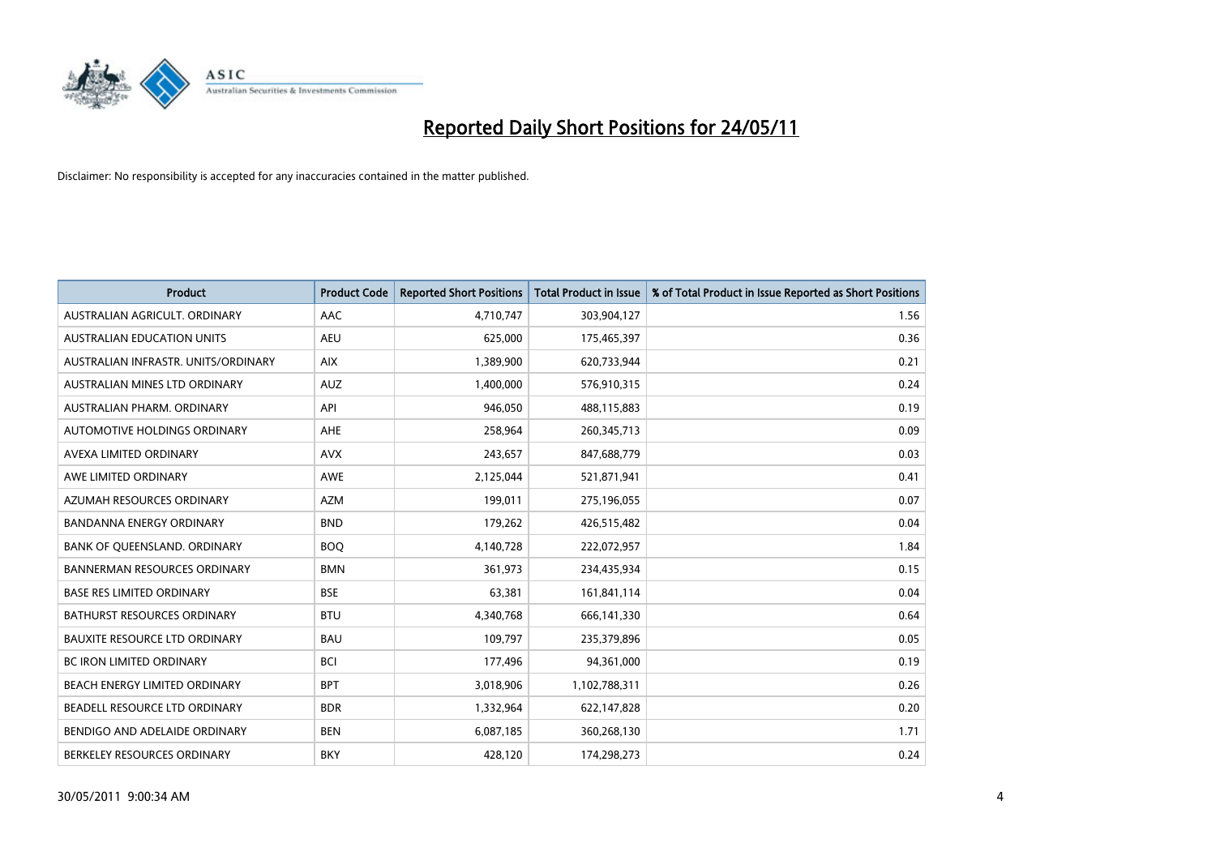# Reported Daily Short Positions for 24/05/11

Disclaimer: No responsibility is accepted for any inaccuracies contained in the matter published.

| Product | Product Code | Reported Short Positions | Total Product in Issue | % of Total Product in Issue Reported as Short Positions |
|---|---|---|---|---|
| AUSTRALIAN AGRICULT. ORDINARY | AAC | 4,710,747 | 303,904,127 | 1.56 |
| AUSTRALIAN EDUCATION UNITS | AEU | 625,000 | 175,465,397 | 0.36 |
| AUSTRALIAN INFRASTR. UNITS/ORDINARY | AIX | 1,389,900 | 620,733,944 | 0.21 |
| AUSTRALIAN MINES LTD ORDINARY | AUZ | 1,400,000 | 576,910,315 | 0.24 |
| AUSTRALIAN PHARM. ORDINARY | API | 946,050 | 488,115,883 | 0.19 |
| AUTOMOTIVE HOLDINGS ORDINARY | AHE | 258,964 | 260,345,713 | 0.09 |
| AVEXA LIMITED ORDINARY | AVX | 243,657 | 847,688,779 | 0.03 |
| AWE LIMITED ORDINARY | AWE | 2,125,044 | 521,871,941 | 0.41 |
| AZUMAH RESOURCES ORDINARY | AZM | 199,011 | 275,196,055 | 0.07 |
| BANDANNA ENERGY ORDINARY | BND | 179,262 | 426,515,482 | 0.04 |
| BANK OF QUEENSLAND. ORDINARY | BOQ | 4,140,728 | 222,072,957 | 1.84 |
| BANNERMAN RESOURCES ORDINARY | BMN | 361,973 | 234,435,934 | 0.15 |
| BASE RES LIMITED ORDINARY | BSE | 63,381 | 161,841,114 | 0.04 |
| BATHURST RESOURCES ORDINARY | BTU | 4,340,768 | 666,141,330 | 0.64 |
| BAUXITE RESOURCE LTD ORDINARY | BAU | 109,797 | 235,379,896 | 0.05 |
| BC IRON LIMITED ORDINARY | BCI | 177,496 | 94,361,000 | 0.19 |
| BEACH ENERGY LIMITED ORDINARY | BPT | 3,018,906 | 1,102,788,311 | 0.26 |
| BEADELL RESOURCE LTD ORDINARY | BDR | 1,332,964 | 622,147,828 | 0.20 |
| BENDIGO AND ADELAIDE ORDINARY | BEN | 6,087,185 | 360,268,130 | 1.71 |
| BERKELEY RESOURCES ORDINARY | BKY | 428,120 | 174,298,273 | 0.24 |

30/05/2011 9:00:34 AM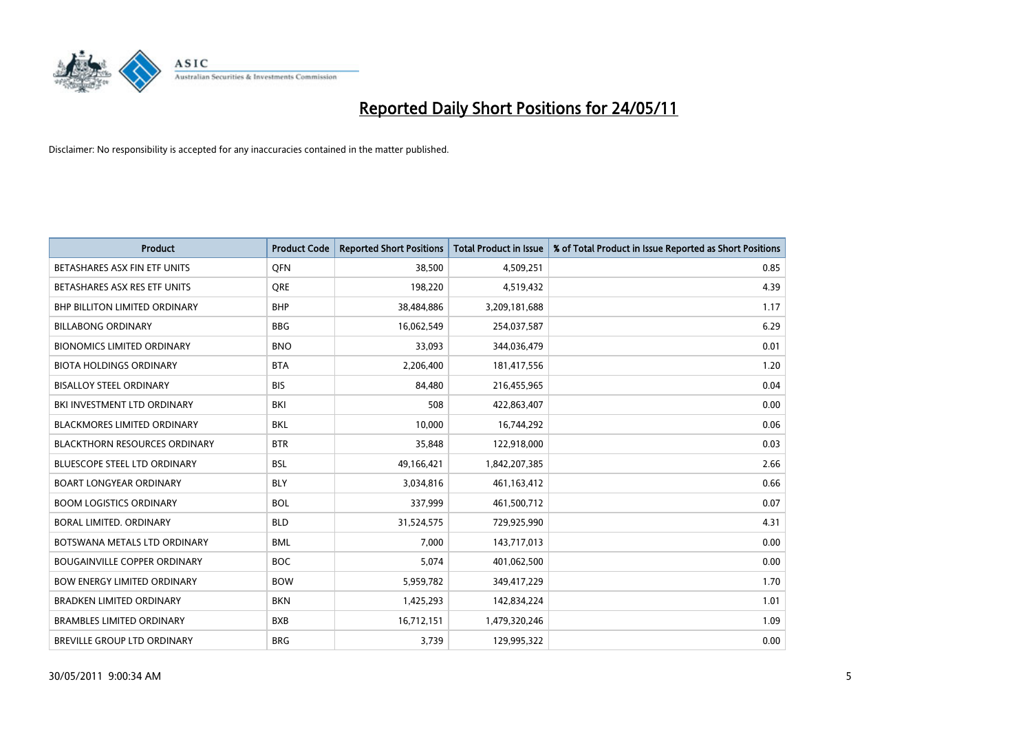# Reported Daily Short Positions for 24/05/11

Disclaimer: No responsibility is accepted for any inaccuracies contained in the matter published.

| Product | Product Code | Reported Short Positions | Total Product in Issue | % of Total Product in Issue Reported as Short Positions |
|---|---|---|---|---|
| BETASHARES ASX FIN ETF UNITS | QFN | 38,500 | 4,509,251 | 0.85 |
| BETASHARES ASX RES ETF UNITS | QRE | 198,220 | 4,519,432 | 4.39 |
| BHP BILLITON LIMITED ORDINARY | BHP | 38,484,886 | 3,209,181,688 | 1.17 |
| BILLABONG ORDINARY | BBG | 16,062,549 | 254,037,587 | 6.29 |
| BIONOMICS LIMITED ORDINARY | BNO | 33,093 | 344,036,479 | 0.01 |
| BIOTA HOLDINGS ORDINARY | BTA | 2,206,400 | 181,417,556 | 1.20 |
| BISALLOY STEEL ORDINARY | BIS | 84,480 | 216,455,965 | 0.04 |
| BKI INVESTMENT LTD ORDINARY | BKI | 508 | 422,863,407 | 0.00 |
| BLACKMORES LIMITED ORDINARY | BKL | 10,000 | 16,744,292 | 0.06 |
| BLACKTHORN RESOURCES ORDINARY | BTR | 35,848 | 122,918,000 | 0.03 |
| BLUESCOPE STEEL LTD ORDINARY | BSL | 49,166,421 | 1,842,207,385 | 2.66 |
| BOART LONGYEAR ORDINARY | BLY | 3,034,816 | 461,163,412 | 0.66 |
| BOOM LOGISTICS ORDINARY | BOL | 337,999 | 461,500,712 | 0.07 |
| BORAL LIMITED. ORDINARY | BLD | 31,524,575 | 729,925,990 | 4.31 |
| BOTSWANA METALS LTD ORDINARY | BML | 7,000 | 143,717,013 | 0.00 |
| BOUGAINVILLE COPPER ORDINARY | BOC | 5,074 | 401,062,500 | 0.00 |
| BOW ENERGY LIMITED ORDINARY | BOW | 5,959,782 | 349,417,229 | 1.70 |
| BRADKEN LIMITED ORDINARY | BKN | 1,425,293 | 142,834,224 | 1.01 |
| BRAMBLES LIMITED ORDINARY | BXB | 16,712,151 | 1,479,320,246 | 1.09 |
| BREVILLE GROUP LTD ORDINARY | BRG | 3,739 | 129,995,322 | 0.00 |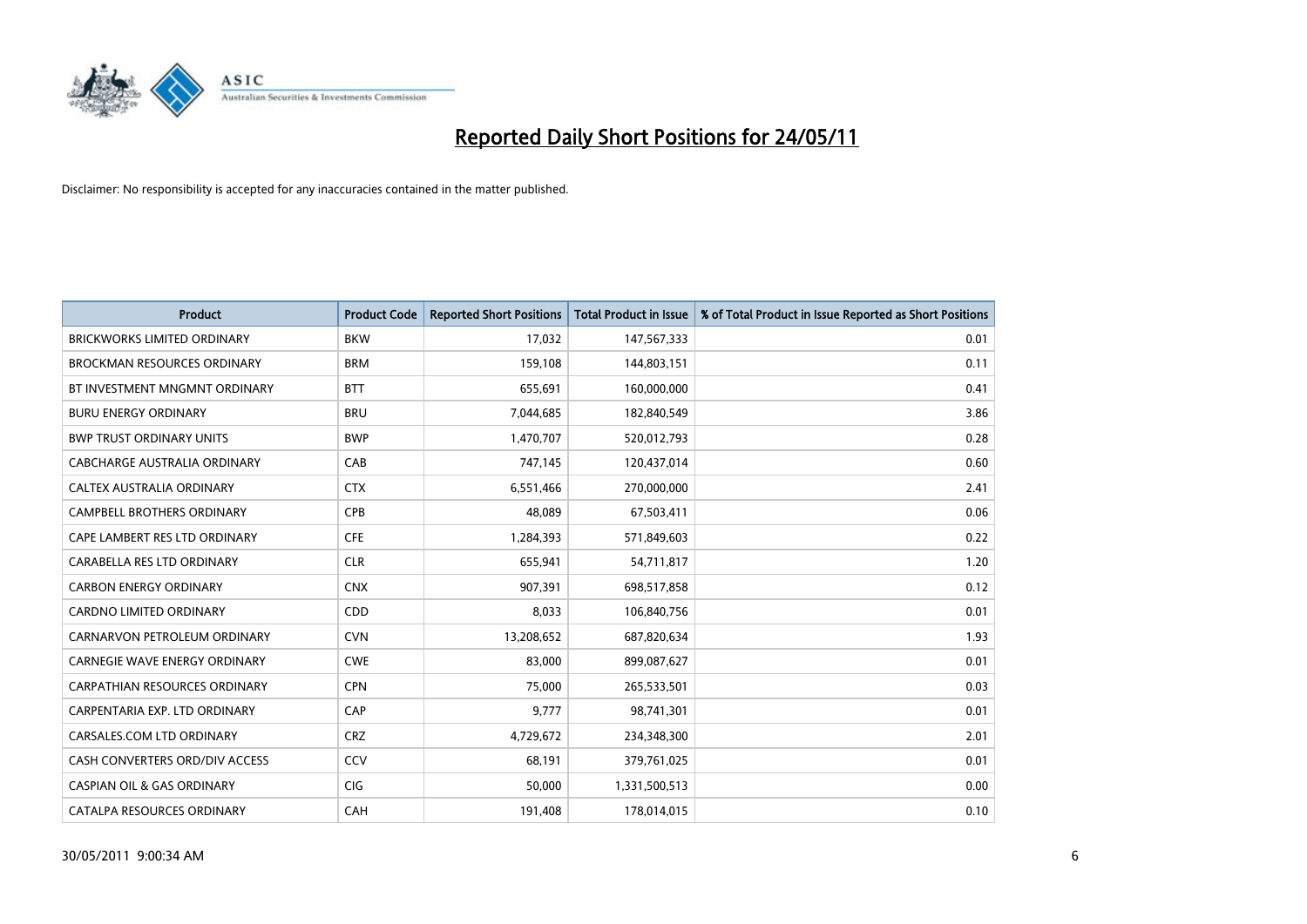# Reported Daily Short Positions for 24/05/11

Disclaimer: No responsibility is accepted for any inaccuracies contained in the matter published.

| Product | Product Code | Reported Short Positions | Total Product in Issue | % of Total Product in Issue Reported as Short Positions |
|---|---|---|---|---|
| BRICKWORKS LIMITED ORDINARY | BKW | 17,032 | 147,567,333 | 0.01 |
| BROCKMAN RESOURCES ORDINARY | BRM | 159,108 | 144,803,151 | 0.11 |
| BT INVESTMENT MNGMNT ORDINARY | BTT | 655,691 | 160,000,000 | 0.41 |
| BURU ENERGY ORDINARY | BRU | 7,044,685 | 182,840,549 | 3.86 |
| BWP TRUST ORDINARY UNITS | BWP | 1,470,707 | 520,012,793 | 0.28 |
| CABCHARGE AUSTRALIA ORDINARY | CAB | 747,145 | 120,437,014 | 0.60 |
| CALTEX AUSTRALIA ORDINARY | CTX | 6,551,466 | 270,000,000 | 2.41 |
| CAMPBELL BROTHERS ORDINARY | CPB | 48,089 | 67,503,411 | 0.06 |
| CAPE LAMBERT RES LTD ORDINARY | CFE | 1,284,393 | 571,849,603 | 0.22 |
| CARABELLA RES LTD ORDINARY | CLR | 655,941 | 54,711,817 | 1.20 |
| CARBON ENERGY ORDINARY | CNX | 907,391 | 698,517,858 | 0.12 |
| CARDNO LIMITED ORDINARY | CDD | 8,033 | 106,840,756 | 0.01 |
| CARNARVON PETROLEUM ORDINARY | CVN | 13,208,652 | 687,820,634 | 1.93 |
| CARNEGIE WAVE ENERGY ORDINARY | CWE | 83,000 | 899,087,627 | 0.01 |
| CARPATHIAN RESOURCES ORDINARY | CPN | 75,000 | 265,533,501 | 0.03 |
| CARPENTARIA EXP. LTD ORDINARY | CAP | 9,777 | 98,741,301 | 0.01 |
| CARSALES.COM LTD ORDINARY | CRZ | 4,729,672 | 234,348,300 | 2.01 |
| CASH CONVERTERS ORD/DIV ACCESS | CCV | 68,191 | 379,761,025 | 0.01 |
| CASPIAN OIL & GAS ORDINARY | CIG | 50,000 | 1,331,500,513 | 0.00 |
| CATALPA RESOURCES ORDINARY | CAH | 191,408 | 178,014,015 | 0.10 |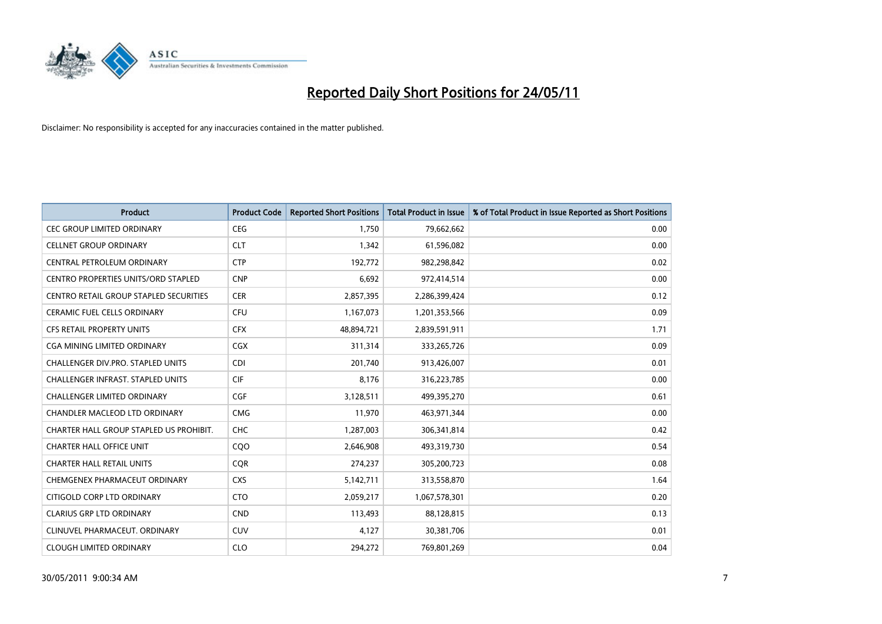# Reported Daily Short Positions for 24/05/11

Disclaimer: No responsibility is accepted for any inaccuracies contained in the matter published.

| Product | Product Code | Reported Short Positions | Total Product in Issue | % of Total Product in Issue Reported as Short Positions |
|---|---|---|---|---|
| CEC GROUP LIMITED ORDINARY | CEG | 1,750 | 79,662,662 | 0.00 |
| CELLNET GROUP ORDINARY | CLT | 1,342 | 61,596,082 | 0.00 |
| CENTRAL PETROLEUM ORDINARY | CTP | 192,772 | 982,298,842 | 0.02 |
| CENTRO PROPERTIES UNITS/ORD STAPLED | CNP | 6,692 | 972,414,514 | 0.00 |
| CENTRO RETAIL GROUP STAPLED SECURITIES | CER | 2,857,395 | 2,286,399,424 | 0.12 |
| CERAMIC FUEL CELLS ORDINARY | CFU | 1,167,073 | 1,201,353,566 | 0.09 |
| CFS RETAIL PROPERTY UNITS | CFX | 48,894,721 | 2,839,591,911 | 1.71 |
| CGA MINING LIMITED ORDINARY | CGX | 311,314 | 333,265,726 | 0.09 |
| CHALLENGER DIV.PRO. STAPLED UNITS | CDI | 201,740 | 913,426,007 | 0.01 |
| CHALLENGER INFRAST. STAPLED UNITS | CIF | 8,176 | 316,223,785 | 0.00 |
| CHALLENGER LIMITED ORDINARY | CGF | 3,128,511 | 499,395,270 | 0.61 |
| CHANDLER MACLEOD LTD ORDINARY | CMG | 11,970 | 463,971,344 | 0.00 |
| CHARTER HALL GROUP STAPLED US PROHIBIT. | CHC | 1,287,003 | 306,341,814 | 0.42 |
| CHARTER HALL OFFICE UNIT | CQO | 2,646,908 | 493,319,730 | 0.54 |
| CHARTER HALL RETAIL UNITS | CQR | 274,237 | 305,200,723 | 0.08 |
| CHEMGENEX PHARMACEUT ORDINARY | CXS | 5,142,711 | 313,558,870 | 1.64 |
| CITIGOLD CORP LTD ORDINARY | CTO | 2,059,217 | 1,067,578,301 | 0.20 |
| CLARIUS GRP LTD ORDINARY | CND | 113,493 | 88,128,815 | 0.13 |
| CLINUVEL PHARMACEUT. ORDINARY | CUV | 4,127 | 30,381,706 | 0.01 |
| CLOUGH LIMITED ORDINARY | CLO | 294,272 | 769,801,269 | 0.04 |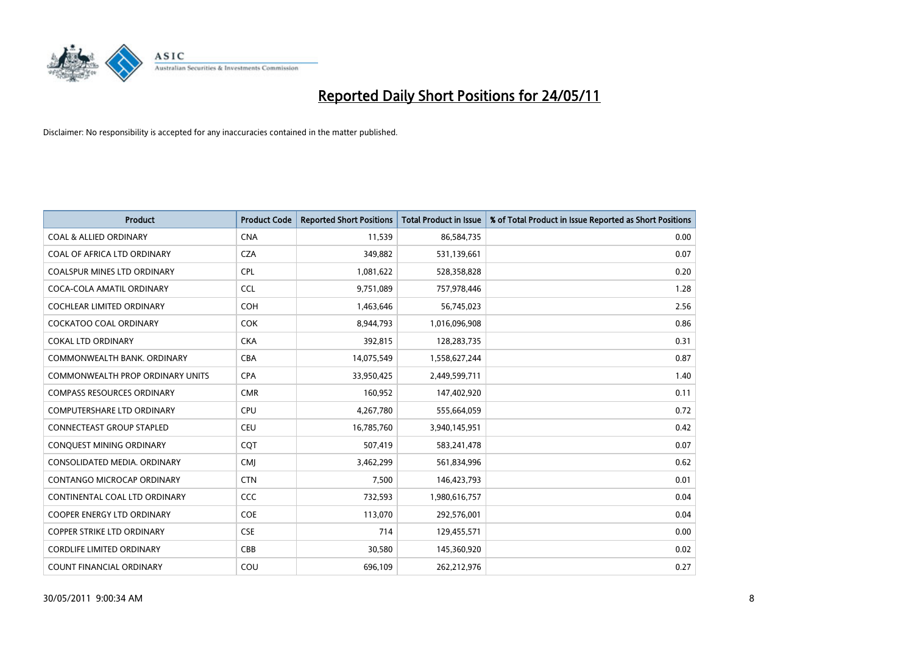# Reported Daily Short Positions for 24/05/11

Disclaimer: No responsibility is accepted for any inaccuracies contained in the matter published.

| Product | Product Code | Reported Short Positions | Total Product in Issue | % of Total Product in Issue Reported as Short Positions |
|---|---|---|---|---|
| COAL & ALLIED ORDINARY | CNA | 11,539 | 86,584,735 | 0.00 |
| COAL OF AFRICA LTD ORDINARY | CZA | 349,882 | 531,139,661 | 0.07 |
| COALSPUR MINES LTD ORDINARY | CPL | 1,081,622 | 528,358,828 | 0.20 |
| COCA-COLA AMATIL ORDINARY | CCL | 9,751,089 | 757,978,446 | 1.28 |
| COCHLEAR LIMITED ORDINARY | COH | 1,463,646 | 56,745,023 | 2.56 |
| COCKATOO COAL ORDINARY | COK | 8,944,793 | 1,016,096,908 | 0.86 |
| COKAL LTD ORDINARY | CKA | 392,815 | 128,283,735 | 0.31 |
| COMMONWEALTH BANK. ORDINARY | CBA | 14,075,549 | 1,558,627,244 | 0.87 |
| COMMONWEALTH PROP ORDINARY UNITS | CPA | 33,950,425 | 2,449,599,711 | 1.40 |
| COMPASS RESOURCES ORDINARY | CMR | 160,952 | 147,402,920 | 0.11 |
| COMPUTERSHARE LTD ORDINARY | CPU | 4,267,780 | 555,664,059 | 0.72 |
| CONNECTEAST GROUP STAPLED | CEU | 16,785,760 | 3,940,145,951 | 0.42 |
| CONQUEST MINING ORDINARY | CQT | 507,419 | 583,241,478 | 0.07 |
| CONSOLIDATED MEDIA. ORDINARY | CMJ | 3,462,299 | 561,834,996 | 0.62 |
| CONTANGO MICROCAP ORDINARY | CTN | 7,500 | 146,423,793 | 0.01 |
| CONTINENTAL COAL LTD ORDINARY | CCC | 732,593 | 1,980,616,757 | 0.04 |
| COOPER ENERGY LTD ORDINARY | COE | 113,070 | 292,576,001 | 0.04 |
| COPPER STRIKE LTD ORDINARY | CSE | 714 | 129,455,571 | 0.00 |
| CORDLIFE LIMITED ORDINARY | CBB | 30,580 | 145,360,920 | 0.02 |
| COUNT FINANCIAL ORDINARY | COU | 696,109 | 262,212,976 | 0.27 |

30/05/2011 9:00:34 AM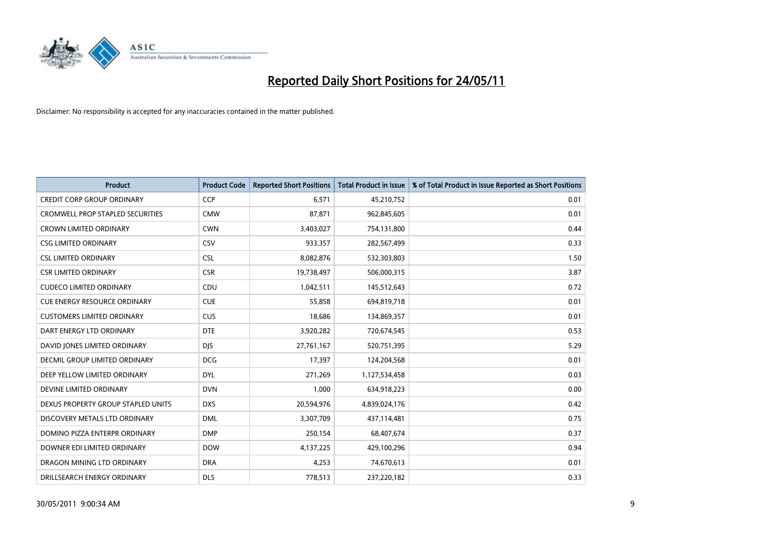# Reported Daily Short Positions for 24/05/11

Disclaimer: No responsibility is accepted for any inaccuracies contained in the matter published.

| Product | Product Code | Reported Short Positions | Total Product in Issue | % of Total Product in Issue Reported as Short Positions |
|---|---|---|---|---|
| CREDIT CORP GROUP ORDINARY | CCP | 6,571 | 45,210,752 | 0.01 |
| CROMWELL PROP STAPLED SECURITIES | CMW | 87,871 | 962,845,605 | 0.01 |
| CROWN LIMITED ORDINARY | CWN | 3,403,027 | 754,131,800 | 0.44 |
| CSG LIMITED ORDINARY | CSV | 933,357 | 282,567,499 | 0.33 |
| CSL LIMITED ORDINARY | CSL | 8,082,876 | 532,303,803 | 1.50 |
| CSR LIMITED ORDINARY | CSR | 19,738,497 | 506,000,315 | 3.87 |
| CUDECO LIMITED ORDINARY | CDU | 1,042,511 | 145,512,643 | 0.72 |
| CUE ENERGY RESOURCE ORDINARY | CUE | 55,858 | 694,819,718 | 0.01 |
| CUSTOMERS LIMITED ORDINARY | CUS | 18,686 | 134,869,357 | 0.01 |
| DART ENERGY LTD ORDINARY | DTE | 3,920,282 | 720,674,545 | 0.53 |
| DAVID JONES LIMITED ORDINARY | DJS | 27,761,167 | 520,751,395 | 5.29 |
| DECMIL GROUP LIMITED ORDINARY | DCG | 17,397 | 124,204,568 | 0.01 |
| DEEP YELLOW LIMITED ORDINARY | DYL | 271,269 | 1,127,534,458 | 0.03 |
| DEVINE LIMITED ORDINARY | DVN | 1,000 | 634,918,223 | 0.00 |
| DEXUS PROPERTY GROUP STAPLED UNITS | DXS | 20,594,976 | 4,839,024,176 | 0.42 |
| DISCOVERY METALS LTD ORDINARY | DML | 3,307,709 | 437,114,481 | 0.75 |
| DOMINO PIZZA ENTERPR ORDINARY | DMP | 250,154 | 68,407,674 | 0.37 |
| DOWNER EDI LIMITED ORDINARY | DOW | 4,137,225 | 429,100,296 | 0.94 |
| DRAGON MINING LTD ORDINARY | DRA | 4,253 | 74,670,613 | 0.01 |
| DRILLSEARCH ENERGY ORDINARY | DLS | 778,513 | 237,220,182 | 0.33 |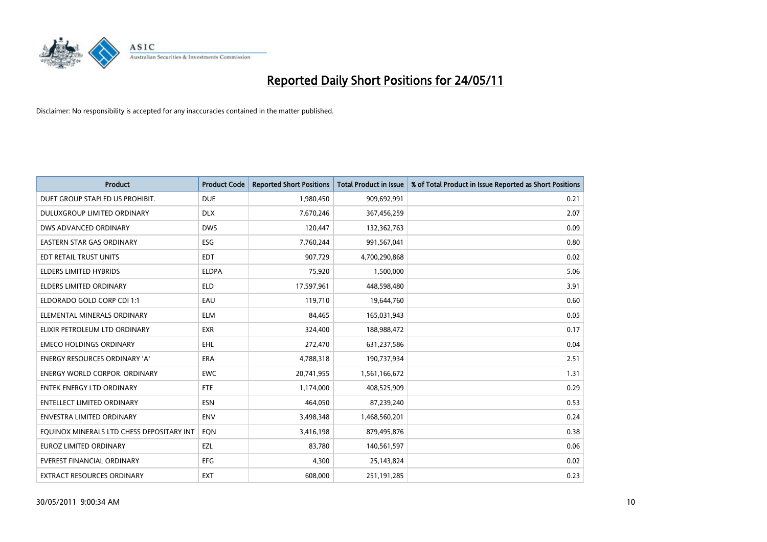# Reported Daily Short Positions for 24/05/11

Disclaimer: No responsibility is accepted for any inaccuracies contained in the matter published.

| Product | Product Code | Reported Short Positions | Total Product in Issue | % of Total Product in Issue Reported as Short Positions |
|---|---|---|---|---|
| DUET GROUP STAPLED US PROHIBIT. | DUE | 1,980,450 | 909,692,991 | 0.21 |
| DULUXGROUP LIMITED ORDINARY | DLX | 7,670,246 | 367,456,259 | 2.07 |
| DWS ADVANCED ORDINARY | DWS | 120,447 | 132,362,763 | 0.09 |
| EASTERN STAR GAS ORDINARY | ESG | 7,760,244 | 991,567,041 | 0.80 |
| EDT RETAIL TRUST UNITS | EDT | 907,729 | 4,700,290,868 | 0.02 |
| ELDERS LIMITED HYBRIDS | ELDPA | 75,920 | 1,500,000 | 5.06 |
| ELDERS LIMITED ORDINARY | ELD | 17,597,961 | 448,598,480 | 3.91 |
| ELDORADO GOLD CORP CDI 1:1 | EAU | 119,710 | 19,644,760 | 0.60 |
| ELEMENTAL MINERALS ORDINARY | ELM | 84,465 | 165,031,943 | 0.05 |
| ELIXIR PETROLEUM LTD ORDINARY | EXR | 324,400 | 188,988,472 | 0.17 |
| EMECO HOLDINGS ORDINARY | EHL | 272,470 | 631,237,586 | 0.04 |
| ENERGY RESOURCES ORDINARY 'A' | ERA | 4,788,318 | 190,737,934 | 2.51 |
| ENERGY WORLD CORPOR. ORDINARY | EWC | 20,741,955 | 1,561,166,672 | 1.31 |
| ENTEK ENERGY LTD ORDINARY | ETE | 1,174,000 | 408,525,909 | 0.29 |
| ENTELLECT LIMITED ORDINARY | ESN | 464,050 | 87,239,240 | 0.53 |
| ENVESTRA LIMITED ORDINARY | ENV | 3,498,348 | 1,468,560,201 | 0.24 |
| EQUINOX MINERALS LTD CHESS DEPOSITARY INT | EQN | 3,416,198 | 879,495,876 | 0.38 |
| EUROZ LIMITED ORDINARY | EZL | 83,780 | 140,561,597 | 0.06 |
| EVEREST FINANCIAL ORDINARY | EFG | 4,300 | 25,143,824 | 0.02 |
| EXTRACT RESOURCES ORDINARY | EXT | 608,000 | 251,191,285 | 0.23 |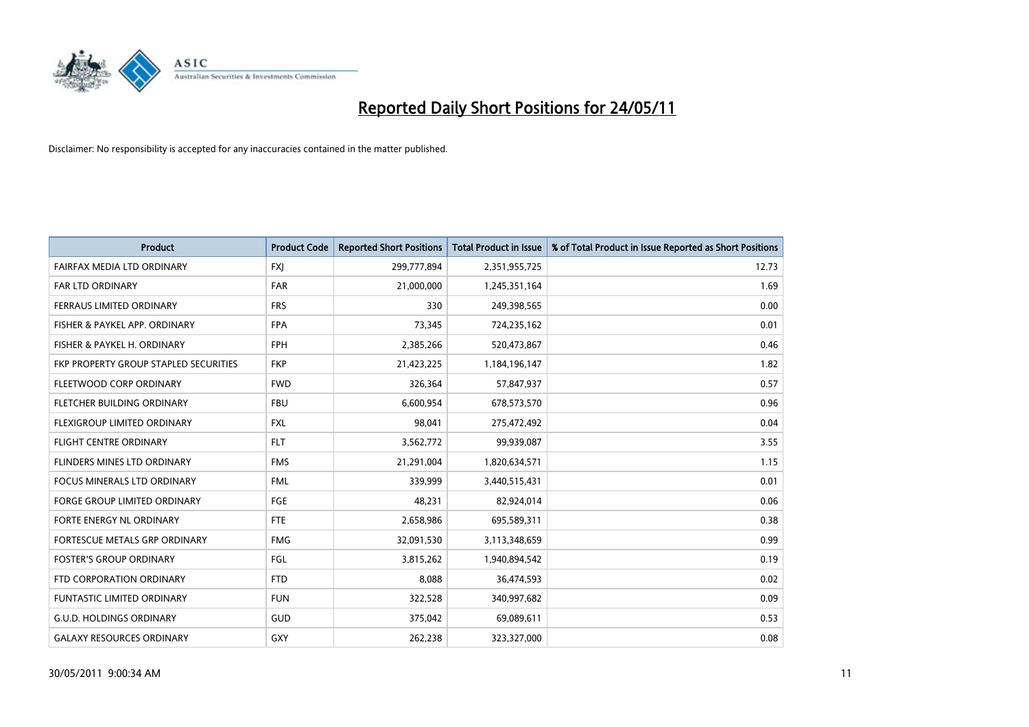# Reported Daily Short Positions for 24/05/11

Disclaimer: No responsibility is accepted for any inaccuracies contained in the matter published.

| Product | Product Code | Reported Short Positions | Total Product in Issue | % of Total Product in Issue Reported as Short Positions |
|---|---|---|---|---|
| FAIRFAX MEDIA LTD ORDINARY | FXJ | 299,777,894 | 2,351,955,725 | 12.73 |
| FAR LTD ORDINARY | FAR | 21,000,000 | 1,245,351,164 | 1.69 |
| FERRAUS LIMITED ORDINARY | FRS | 330 | 249,398,565 | 0.00 |
| FISHER & PAYKEL APP. ORDINARY | FPA | 73,345 | 724,235,162 | 0.01 |
| FISHER & PAYKEL H. ORDINARY | FPH | 2,385,266 | 520,473,867 | 0.46 |
| FKP PROPERTY GROUP STAPLED SECURITIES | FKP | 21,423,225 | 1,184,196,147 | 1.82 |
| FLEETWOOD CORP ORDINARY | FWD | 326,364 | 57,847,937 | 0.57 |
| FLETCHER BUILDING ORDINARY | FBU | 6,600,954 | 678,573,570 | 0.96 |
| FLEXIGROUP LIMITED ORDINARY | FXL | 98,041 | 275,472,492 | 0.04 |
| FLIGHT CENTRE ORDINARY | FLT | 3,562,772 | 99,939,087 | 3.55 |
| FLINDERS MINES LTD ORDINARY | FMS | 21,291,004 | 1,820,634,571 | 1.15 |
| FOCUS MINERALS LTD ORDINARY | FML | 339,999 | 3,440,515,431 | 0.01 |
| FORGE GROUP LIMITED ORDINARY | FGE | 48,231 | 82,924,014 | 0.06 |
| FORTE ENERGY NL ORDINARY | FTE | 2,658,986 | 695,589,311 | 0.38 |
| FORTESCUE METALS GRP ORDINARY | FMG | 32,091,530 | 3,113,348,659 | 0.99 |
| FOSTER'S GROUP ORDINARY | FGL | 3,815,262 | 1,940,894,542 | 0.19 |
| FTD CORPORATION ORDINARY | FTD | 8,088 | 36,474,593 | 0.02 |
| FUNTASTIC LIMITED ORDINARY | FUN | 322,528 | 340,997,682 | 0.09 |
| G.U.D. HOLDINGS ORDINARY | GUD | 375,042 | 69,089,611 | 0.53 |
| GALAXY RESOURCES ORDINARY | GXY | 262,238 | 323,327,000 | 0.08 |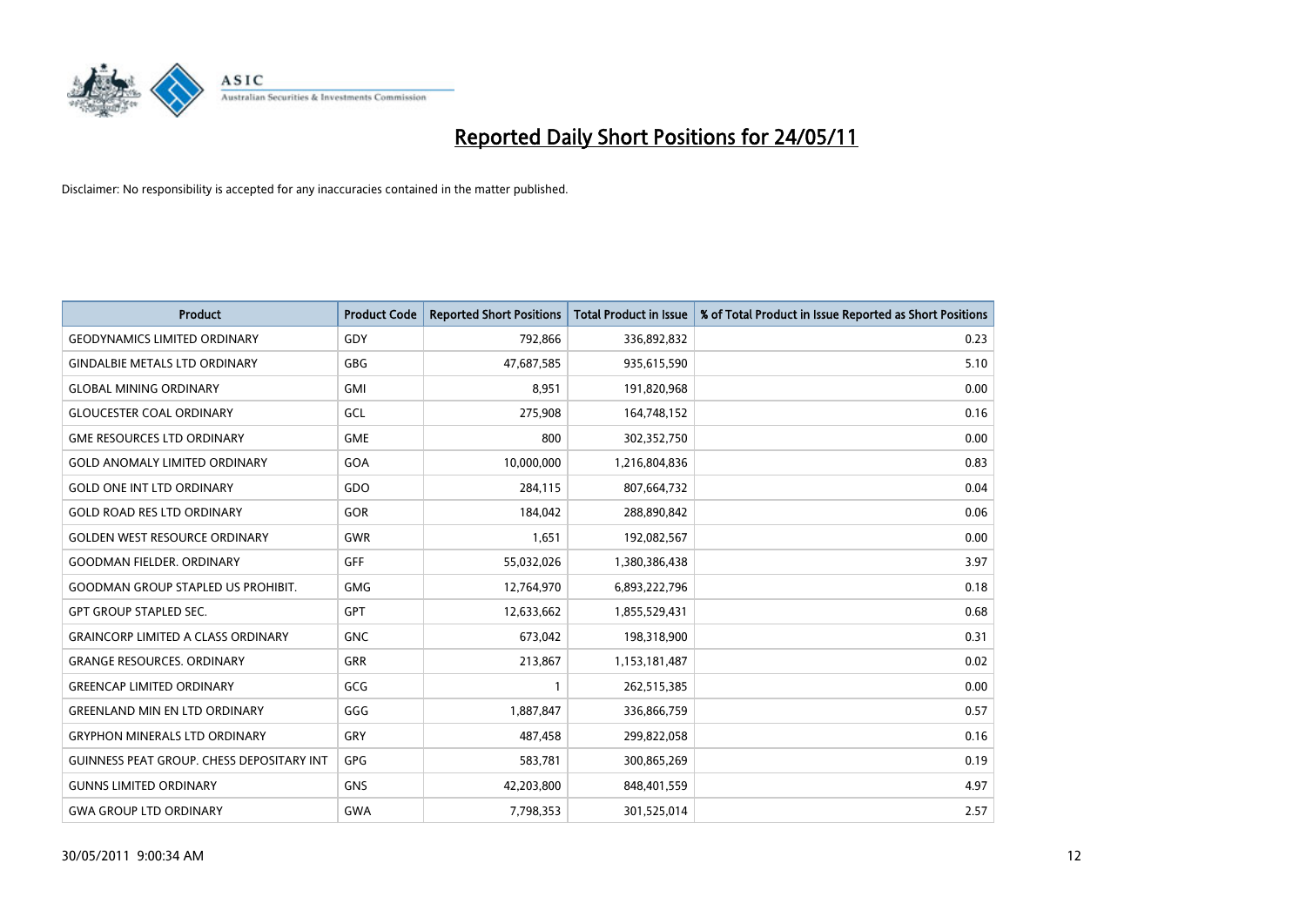# Reported Daily Short Positions for 24/05/11

Disclaimer: No responsibility is accepted for any inaccuracies contained in the matter published.

| Product | Product Code | Reported Short Positions | Total Product in Issue | % of Total Product in Issue Reported as Short Positions |
|---|---|---|---|---|
| GEODYNAMICS LIMITED ORDINARY | GDY | 792,866 | 336,892,832 | 0.23 |
| GINDALBIE METALS LTD ORDINARY | GBG | 47,687,585 | 935,615,590 | 5.10 |
| GLOBAL MINING ORDINARY | GMI | 8,951 | 191,820,968 | 0.00 |
| GLOUCESTER COAL ORDINARY | GCL | 275,908 | 164,748,152 | 0.16 |
| GME RESOURCES LTD ORDINARY | GME | 800 | 302,352,750 | 0.00 |
| GOLD ANOMALY LIMITED ORDINARY | GOA | 10,000,000 | 1,216,804,836 | 0.83 |
| GOLD ONE INT LTD ORDINARY | GDO | 284,115 | 807,664,732 | 0.04 |
| GOLD ROAD RES LTD ORDINARY | GOR | 184,042 | 288,890,842 | 0.06 |
| GOLDEN WEST RESOURCE ORDINARY | GWR | 1,651 | 192,082,567 | 0.00 |
| GOODMAN FIELDER. ORDINARY | GFF | 55,032,026 | 1,380,386,438 | 3.97 |
| GOODMAN GROUP STAPLED US PROHIBIT. | GMG | 12,764,970 | 6,893,222,796 | 0.18 |
| GPT GROUP STAPLED SEC. | GPT | 12,633,662 | 1,855,529,431 | 0.68 |
| GRAINCORP LIMITED A CLASS ORDINARY | GNC | 673,042 | 198,318,900 | 0.31 |
| GRANGE RESOURCES. ORDINARY | GRR | 213,867 | 1,153,181,487 | 0.02 |
| GREENCAP LIMITED ORDINARY | GCG | 1 | 262,515,385 | 0.00 |
| GREENLAND MIN EN LTD ORDINARY | GGG | 1,887,847 | 336,866,759 | 0.57 |
| GRYPHON MINERALS LTD ORDINARY | GRY | 487,458 | 299,822,058 | 0.16 |
| GUINNESS PEAT GROUP. CHESS DEPOSITARY INT | GPG | 583,781 | 300,865,269 | 0.19 |
| GUNNS LIMITED ORDINARY | GNS | 42,203,800 | 848,401,559 | 4.97 |
| GWA GROUP LTD ORDINARY | GWA | 7,798,353 | 301,525,014 | 2.57 |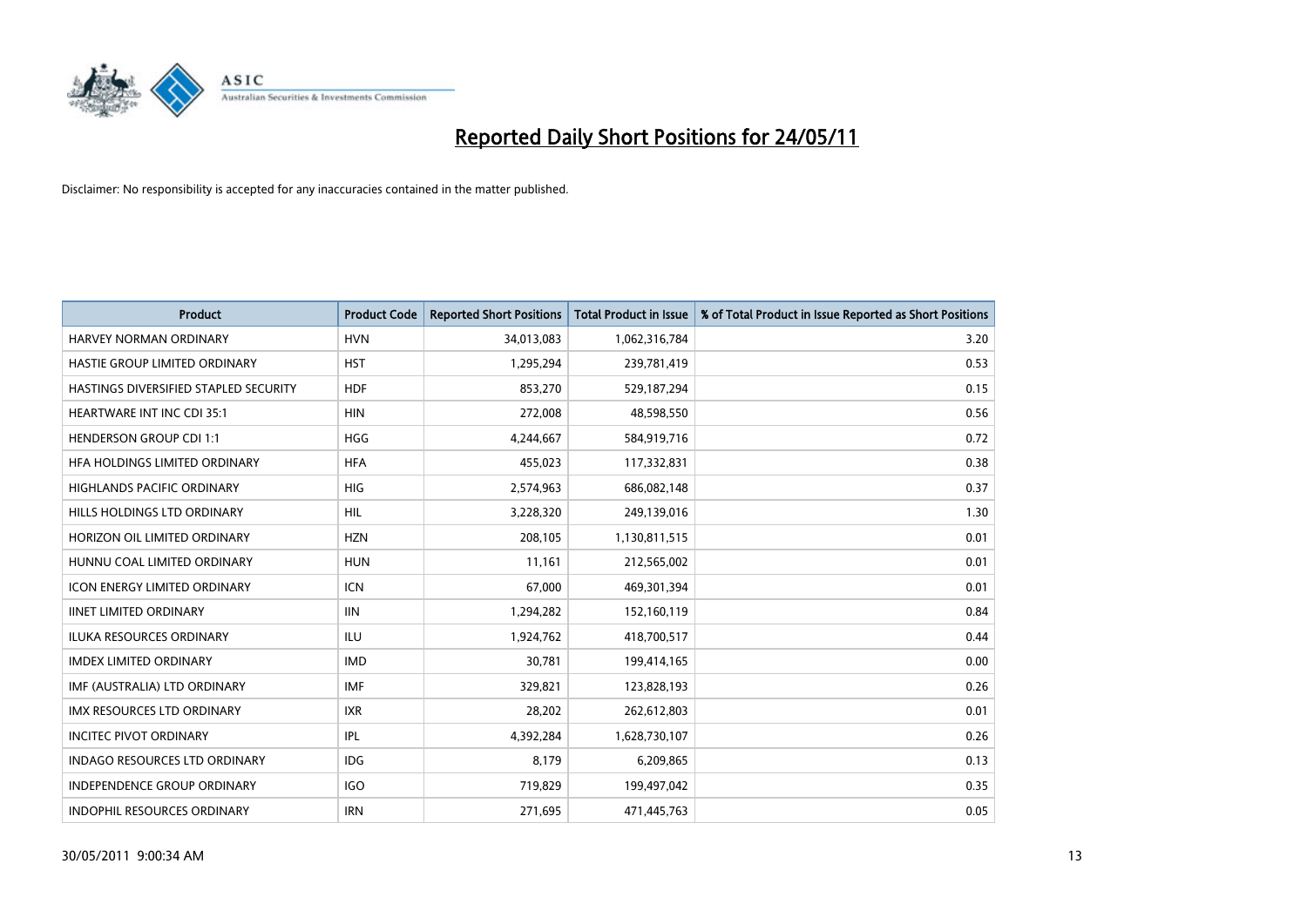# Reported Daily Short Positions for 24/05/11

Disclaimer: No responsibility is accepted for any inaccuracies contained in the matter published.

| Product | Product Code | Reported Short Positions | Total Product in Issue | % of Total Product in Issue Reported as Short Positions |
|---|---|---|---|---|
| HARVEY NORMAN ORDINARY | HVN | 34,013,083 | 1,062,316,784 | 3.20 |
| HASTIE GROUP LIMITED ORDINARY | HST | 1,295,294 | 239,781,419 | 0.53 |
| HASTINGS DIVERSIFIED STAPLED SECURITY | HDF | 853,270 | 529,187,294 | 0.15 |
| HEARTWARE INT INC CDI 35:1 | HIN | 272,008 | 48,598,550 | 0.56 |
| HENDERSON GROUP CDI 1:1 | HGG | 4,244,667 | 584,919,716 | 0.72 |
| HFA HOLDINGS LIMITED ORDINARY | HFA | 455,023 | 117,332,831 | 0.38 |
| HIGHLANDS PACIFIC ORDINARY | HIG | 2,574,963 | 686,082,148 | 0.37 |
| HILLS HOLDINGS LTD ORDINARY | HIL | 3,228,320 | 249,139,016 | 1.30 |
| HORIZON OIL LIMITED ORDINARY | HZN | 208,105 | 1,130,811,515 | 0.01 |
| HUNNU COAL LIMITED ORDINARY | HUN | 11,161 | 212,565,002 | 0.01 |
| ICON ENERGY LIMITED ORDINARY | ICN | 67,000 | 469,301,394 | 0.01 |
| IINET LIMITED ORDINARY | IIN | 1,294,282 | 152,160,119 | 0.84 |
| ILUKA RESOURCES ORDINARY | ILU | 1,924,762 | 418,700,517 | 0.44 |
| IMDEX LIMITED ORDINARY | IMD | 30,781 | 199,414,165 | 0.00 |
| IMF (AUSTRALIA) LTD ORDINARY | IMF | 329,821 | 123,828,193 | 0.26 |
| IMX RESOURCES LTD ORDINARY | IXR | 28,202 | 262,612,803 | 0.01 |
| INCITEC PIVOT ORDINARY | IPL | 4,392,284 | 1,628,730,107 | 0.26 |
| INDAGO RESOURCES LTD ORDINARY | IDG | 8,179 | 6,209,865 | 0.13 |
| INDEPENDENCE GROUP ORDINARY | IGO | 719,829 | 199,497,042 | 0.35 |
| INDOPHIL RESOURCES ORDINARY | IRN | 271,695 | 471,445,763 | 0.05 |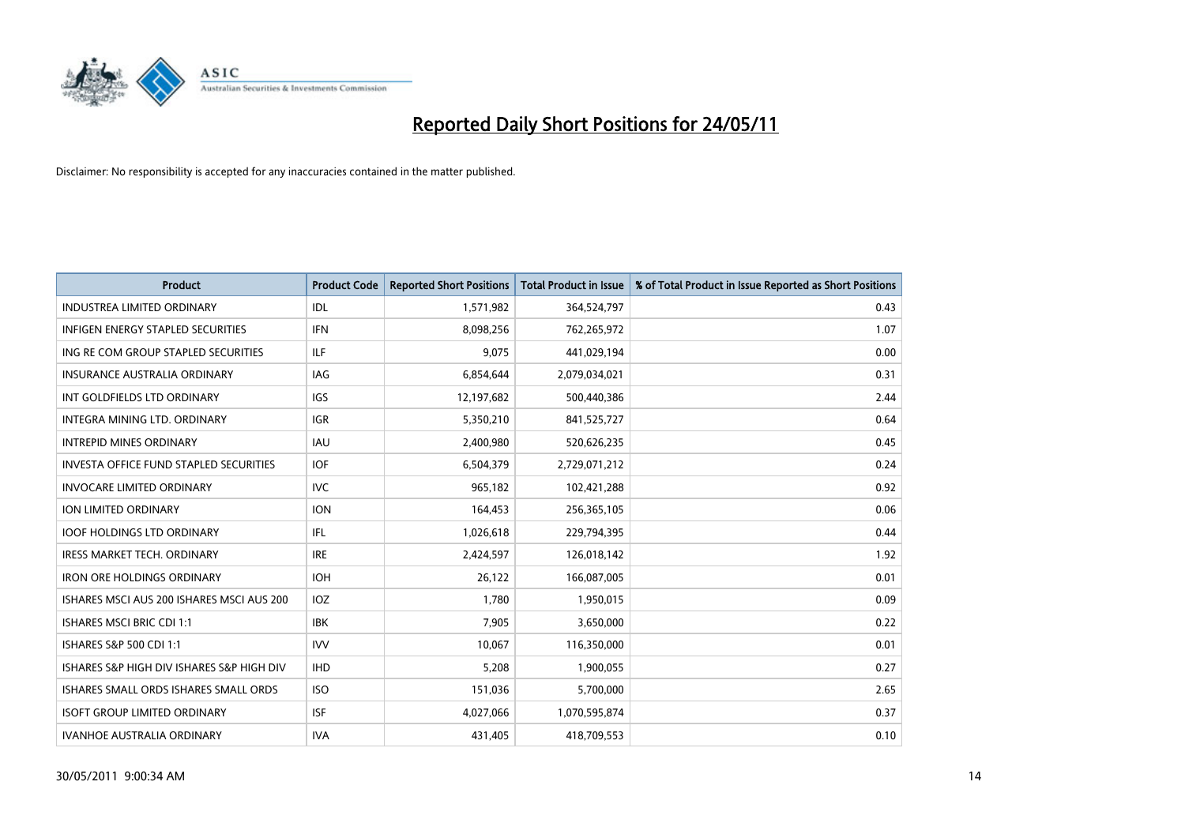# Reported Daily Short Positions for 24/05/11

Disclaimer: No responsibility is accepted for any inaccuracies contained in the matter published.

| Product | Product Code | Reported Short Positions | Total Product in Issue | % of Total Product in Issue Reported as Short Positions |
|---|---|---|---|---|
| INDUSTREA LIMITED ORDINARY | IDL | 1,571,982 | 364,524,797 | 0.43 |
| INFIGEN ENERGY STAPLED SECURITIES | IFN | 8,098,256 | 762,265,972 | 1.07 |
| ING RE COM GROUP STAPLED SECURITIES | ILF | 9,075 | 441,029,194 | 0.00 |
| INSURANCE AUSTRALIA ORDINARY | IAG | 6,854,644 | 2,079,034,021 | 0.31 |
| INT GOLDFIELDS LTD ORDINARY | IGS | 12,197,682 | 500,440,386 | 2.44 |
| INTEGRA MINING LTD. ORDINARY | IGR | 5,350,210 | 841,525,727 | 0.64 |
| INTREPID MINES ORDINARY | IAU | 2,400,980 | 520,626,235 | 0.45 |
| INVESTA OFFICE FUND STAPLED SECURITIES | IOF | 6,504,379 | 2,729,071,212 | 0.24 |
| INVOCARE LIMITED ORDINARY | IVC | 965,182 | 102,421,288 | 0.92 |
| ION LIMITED ORDINARY | ION | 164,453 | 256,365,105 | 0.06 |
| IOOF HOLDINGS LTD ORDINARY | IFL | 1,026,618 | 229,794,395 | 0.44 |
| IRESS MARKET TECH. ORDINARY | IRE | 2,424,597 | 126,018,142 | 1.92 |
| IRON ORE HOLDINGS ORDINARY | IOH | 26,122 | 166,087,005 | 0.01 |
| ISHARES MSCI AUS 200 ISHARES MSCI AUS 200 | IOZ | 1,780 | 1,950,015 | 0.09 |
| ISHARES MSCI BRIC CDI 1:1 | IBK | 7,905 | 3,650,000 | 0.22 |
| ISHARES S&P 500 CDI 1:1 | IVV | 10,067 | 116,350,000 | 0.01 |
| ISHARES S&P HIGH DIV ISHARES S&P HIGH DIV | IHD | 5,208 | 1,900,055 | 0.27 |
| ISHARES SMALL ORDS ISHARES SMALL ORDS | ISO | 151,036 | 5,700,000 | 2.65 |
| ISOFT GROUP LIMITED ORDINARY | ISF | 4,027,066 | 1,070,595,874 | 0.37 |
| IVANHOE AUSTRALIA ORDINARY | IVA | 431,405 | 418,709,553 | 0.10 |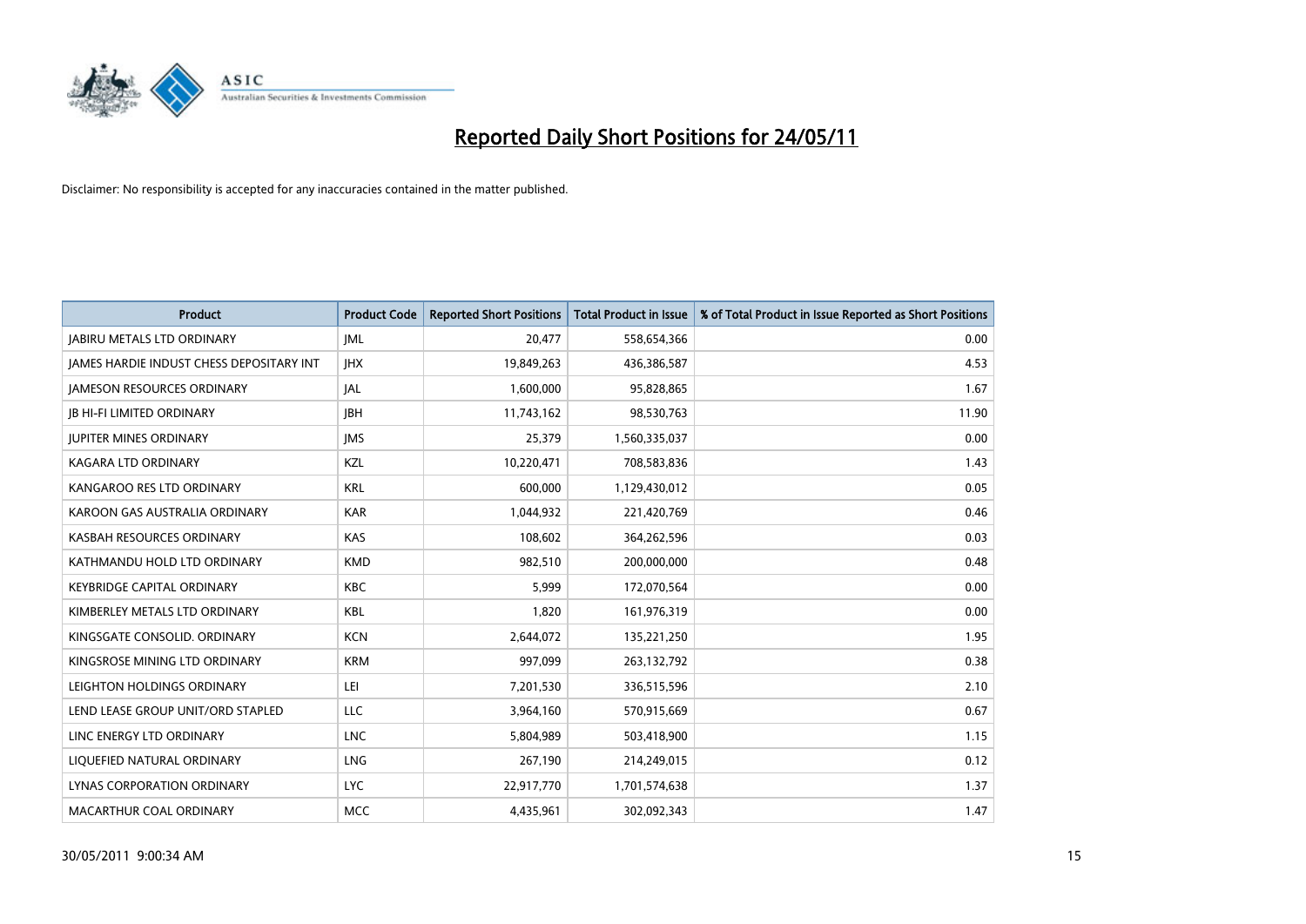# Reported Daily Short Positions for 24/05/11

Disclaimer: No responsibility is accepted for any inaccuracies contained in the matter published.

| Product | Product Code | Reported Short Positions | Total Product in Issue | % of Total Product in Issue Reported as Short Positions |
|---|---|---|---|---|
| JABIRU METALS LTD ORDINARY | JML | 20,477 | 558,654,366 | 0.00 |
| JAMES HARDIE INDUST CHESS DEPOSITARY INT | JHX | 19,849,263 | 436,386,587 | 4.53 |
| JAMESON RESOURCES ORDINARY | JAL | 1,600,000 | 95,828,865 | 1.67 |
| JB HI-FI LIMITED ORDINARY | JBH | 11,743,162 | 98,530,763 | 11.90 |
| JUPITER MINES ORDINARY | JMS | 25,379 | 1,560,335,037 | 0.00 |
| KAGARA LTD ORDINARY | KZL | 10,220,471 | 708,583,836 | 1.43 |
| KANGAROO RES LTD ORDINARY | KRL | 600,000 | 1,129,430,012 | 0.05 |
| KAROON GAS AUSTRALIA ORDINARY | KAR | 1,044,932 | 221,420,769 | 0.46 |
| KASBAH RESOURCES ORDINARY | KAS | 108,602 | 364,262,596 | 0.03 |
| KATHMANDU HOLD LTD ORDINARY | KMD | 982,510 | 200,000,000 | 0.48 |
| KEYBRIDGE CAPITAL ORDINARY | KBC | 5,999 | 172,070,564 | 0.00 |
| KIMBERLEY METALS LTD ORDINARY | KBL | 1,820 | 161,976,319 | 0.00 |
| KINGSGATE CONSOLID. ORDINARY | KCN | 2,644,072 | 135,221,250 | 1.95 |
| KINGSROSE MINING LTD ORDINARY | KRM | 997,099 | 263,132,792 | 0.38 |
| LEIGHTON HOLDINGS ORDINARY | LEI | 7,201,530 | 336,515,596 | 2.10 |
| LEND LEASE GROUP UNIT/ORD STAPLED | LLC | 3,964,160 | 570,915,669 | 0.67 |
| LINC ENERGY LTD ORDINARY | LNC | 5,804,989 | 503,418,900 | 1.15 |
| LIQUEFIED NATURAL ORDINARY | LNG | 267,190 | 214,249,015 | 0.12 |
| LYNAS CORPORATION ORDINARY | LYC | 22,917,770 | 1,701,574,638 | 1.37 |
| MACARTHUR COAL ORDINARY | MCC | 4,435,961 | 302,092,343 | 1.47 |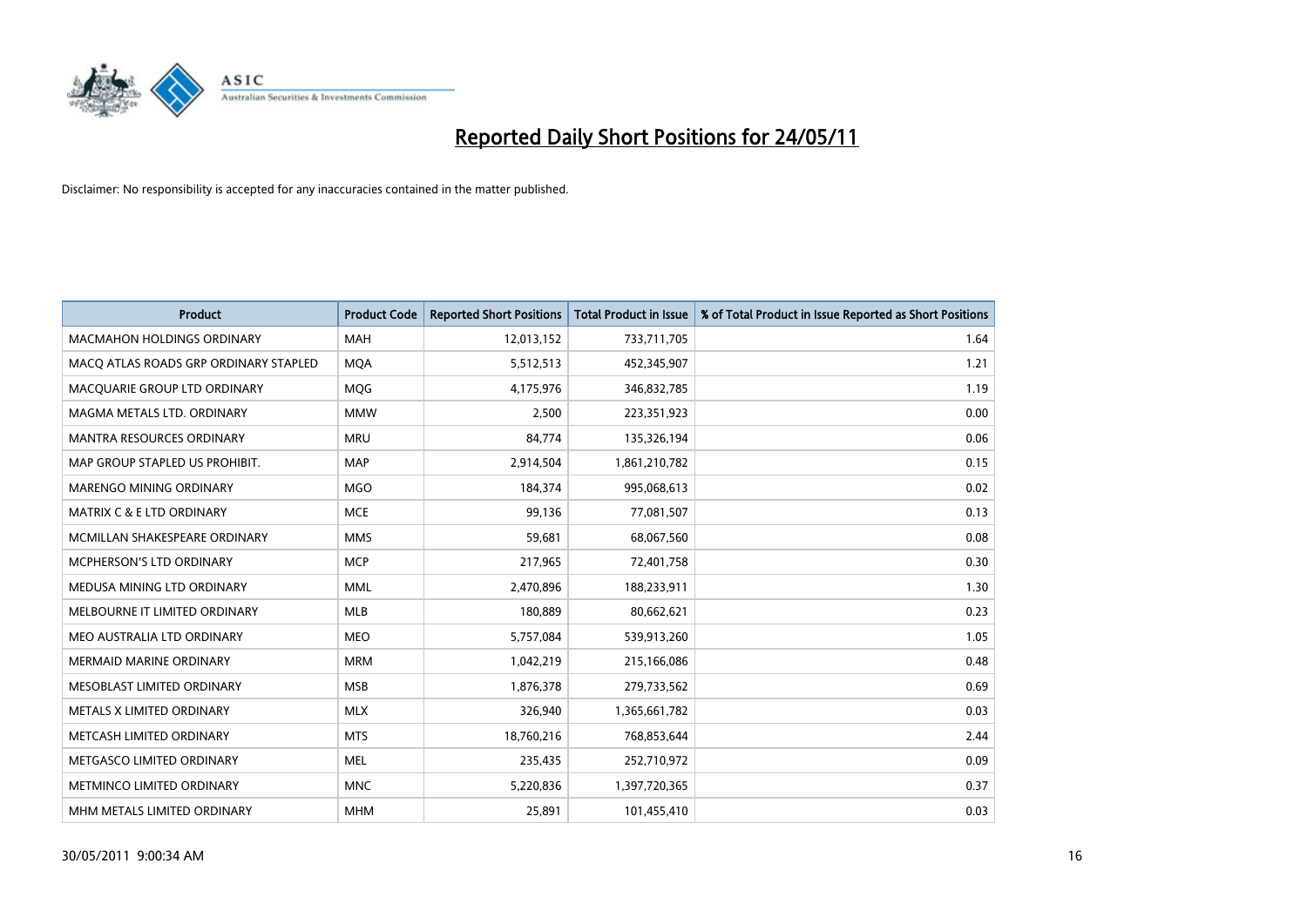# Reported Daily Short Positions for 24/05/11

Disclaimer: No responsibility is accepted for any inaccuracies contained in the matter published.

| Product | Product Code | Reported Short Positions | Total Product in Issue | % of Total Product in Issue Reported as Short Positions |
|---|---|---|---|---|
| MACMAHON HOLDINGS ORDINARY | MAH | 12,013,152 | 733,711,705 | 1.64 |
| MACQ ATLAS ROADS GRP ORDINARY STAPLED | MQA | 5,512,513 | 452,345,907 | 1.21 |
| MACQUARIE GROUP LTD ORDINARY | MQG | 4,175,976 | 346,832,785 | 1.19 |
| MAGMA METALS LTD. ORDINARY | MMW | 2,500 | 223,351,923 | 0.00 |
| MANTRA RESOURCES ORDINARY | MRU | 84,774 | 135,326,194 | 0.06 |
| MAP GROUP STAPLED US PROHIBIT. | MAP | 2,914,504 | 1,861,210,782 | 0.15 |
| MARENGO MINING ORDINARY | MGO | 184,374 | 995,068,613 | 0.02 |
| MATRIX C & E LTD ORDINARY | MCE | 99,136 | 77,081,507 | 0.13 |
| MCMILLAN SHAKESPEARE ORDINARY | MMS | 59,681 | 68,067,560 | 0.08 |
| MCPHERSON'S LTD ORDINARY | MCP | 217,965 | 72,401,758 | 0.30 |
| MEDUSA MINING LTD ORDINARY | MML | 2,470,896 | 188,233,911 | 1.30 |
| MELBOURNE IT LIMITED ORDINARY | MLB | 180,889 | 80,662,621 | 0.23 |
| MEO AUSTRALIA LTD ORDINARY | MEO | 5,757,084 | 539,913,260 | 1.05 |
| MERMAID MARINE ORDINARY | MRM | 1,042,219 | 215,166,086 | 0.48 |
| MESOBLAST LIMITED ORDINARY | MSB | 1,876,378 | 279,733,562 | 0.69 |
| METALS X LIMITED ORDINARY | MLX | 326,940 | 1,365,661,782 | 0.03 |
| METCASH LIMITED ORDINARY | MTS | 18,760,216 | 768,853,644 | 2.44 |
| METGASCO LIMITED ORDINARY | MEL | 235,435 | 252,710,972 | 0.09 |
| METMINCO LIMITED ORDINARY | MNC | 5,220,836 | 1,397,720,365 | 0.37 |
| MHM METALS LIMITED ORDINARY | MHM | 25,891 | 101,455,410 | 0.03 |

30/05/2011 9:00:34 AM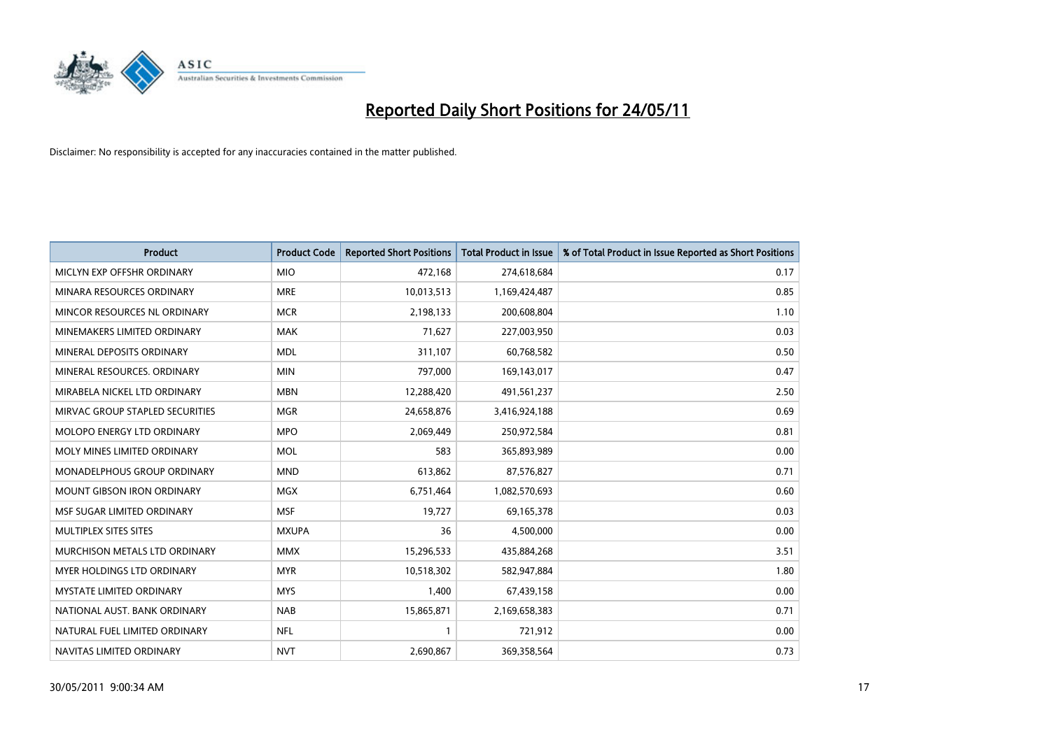# Reported Daily Short Positions for 24/05/11

Disclaimer: No responsibility is accepted for any inaccuracies contained in the matter published.

| Product | Product Code | Reported Short Positions | Total Product in Issue | % of Total Product in Issue Reported as Short Positions |
|---|---|---|---|---|
| MICLYN EXP OFFSHR ORDINARY | MIO | 472,168 | 274,618,684 | 0.17 |
| MINARA RESOURCES ORDINARY | MRE | 10,013,513 | 1,169,424,487 | 0.85 |
| MINCOR RESOURCES NL ORDINARY | MCR | 2,198,133 | 200,608,804 | 1.10 |
| MINEMAKERS LIMITED ORDINARY | MAK | 71,627 | 227,003,950 | 0.03 |
| MINERAL DEPOSITS ORDINARY | MDL | 311,107 | 60,768,582 | 0.50 |
| MINERAL RESOURCES. ORDINARY | MIN | 797,000 | 169,143,017 | 0.47 |
| MIRABELA NICKEL LTD ORDINARY | MBN | 12,288,420 | 491,561,237 | 2.50 |
| MIRVAC GROUP STAPLED SECURITIES | MGR | 24,658,876 | 3,416,924,188 | 0.69 |
| MOLOPO ENERGY LTD ORDINARY | MPO | 2,069,449 | 250,972,584 | 0.81 |
| MOLY MINES LIMITED ORDINARY | MOL | 583 | 365,893,989 | 0.00 |
| MONADELPHOUS GROUP ORDINARY | MND | 613,862 | 87,576,827 | 0.71 |
| MOUNT GIBSON IRON ORDINARY | MGX | 6,751,464 | 1,082,570,693 | 0.60 |
| MSF SUGAR LIMITED ORDINARY | MSF | 19,727 | 69,165,378 | 0.03 |
| MULTIPLEX SITES SITES | MXUPA | 36 | 4,500,000 | 0.00 |
| MURCHISON METALS LTD ORDINARY | MMX | 15,296,533 | 435,884,268 | 3.51 |
| MYER HOLDINGS LTD ORDINARY | MYR | 10,518,302 | 582,947,884 | 1.80 |
| MYSTATE LIMITED ORDINARY | MYS | 1,400 | 67,439,158 | 0.00 |
| NATIONAL AUST. BANK ORDINARY | NAB | 15,865,871 | 2,169,658,383 | 0.71 |
| NATURAL FUEL LIMITED ORDINARY | NFL | 1 | 721,912 | 0.00 |
| NAVITAS LIMITED ORDINARY | NVT | 2,690,867 | 369,358,564 | 0.73 |

30/05/2011 9:00:34 AM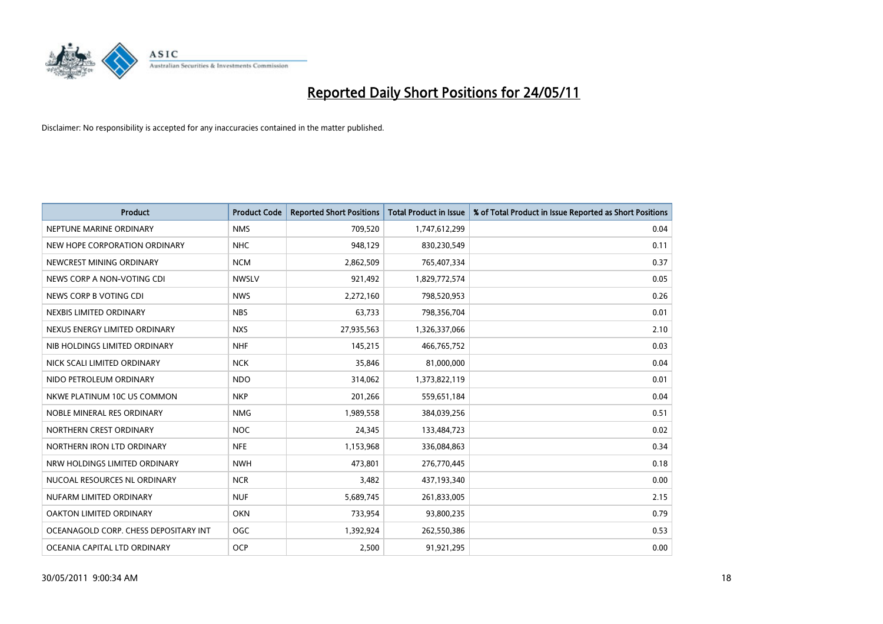# Reported Daily Short Positions for 24/05/11

Disclaimer: No responsibility is accepted for any inaccuracies contained in the matter published.

| Product | Product Code | Reported Short Positions | Total Product in Issue | % of Total Product in Issue Reported as Short Positions |
|---|---|---|---|---|
| NEPTUNE MARINE ORDINARY | NMS | 709,520 | 1,747,612,299 | 0.04 |
| NEW HOPE CORPORATION ORDINARY | NHC | 948,129 | 830,230,549 | 0.11 |
| NEWCREST MINING ORDINARY | NCM | 2,862,509 | 765,407,334 | 0.37 |
| NEWS CORP A NON-VOTING CDI | NWSLV | 921,492 | 1,829,772,574 | 0.05 |
| NEWS CORP B VOTING CDI | NWS | 2,272,160 | 798,520,953 | 0.26 |
| NEXBIS LIMITED ORDINARY | NBS | 63,733 | 798,356,704 | 0.01 |
| NEXUS ENERGY LIMITED ORDINARY | NXS | 27,935,563 | 1,326,337,066 | 2.10 |
| NIB HOLDINGS LIMITED ORDINARY | NHF | 145,215 | 466,765,752 | 0.03 |
| NICK SCALI LIMITED ORDINARY | NCK | 35,846 | 81,000,000 | 0.04 |
| NIDO PETROLEUM ORDINARY | NDO | 314,062 | 1,373,822,119 | 0.01 |
| NKWE PLATINUM 10C US COMMON | NKP | 201,266 | 559,651,184 | 0.04 |
| NOBLE MINERAL RES ORDINARY | NMG | 1,989,558 | 384,039,256 | 0.51 |
| NORTHERN CREST ORDINARY | NOC | 24,345 | 133,484,723 | 0.02 |
| NORTHERN IRON LTD ORDINARY | NFE | 1,153,968 | 336,084,863 | 0.34 |
| NRW HOLDINGS LIMITED ORDINARY | NWH | 473,801 | 276,770,445 | 0.18 |
| NUCOAL RESOURCES NL ORDINARY | NCR | 3,482 | 437,193,340 | 0.00 |
| NUFARM LIMITED ORDINARY | NUF | 5,689,745 | 261,833,005 | 2.15 |
| OAKTON LIMITED ORDINARY | OKN | 733,954 | 93,800,235 | 0.79 |
| OCEANAGOLD CORP. CHESS DEPOSITARY INT | OGC | 1,392,924 | 262,550,386 | 0.53 |
| OCEANIA CAPITAL LTD ORDINARY | OCP | 2,500 | 91,921,295 | 0.00 |

30/05/2011 9:00:34 AM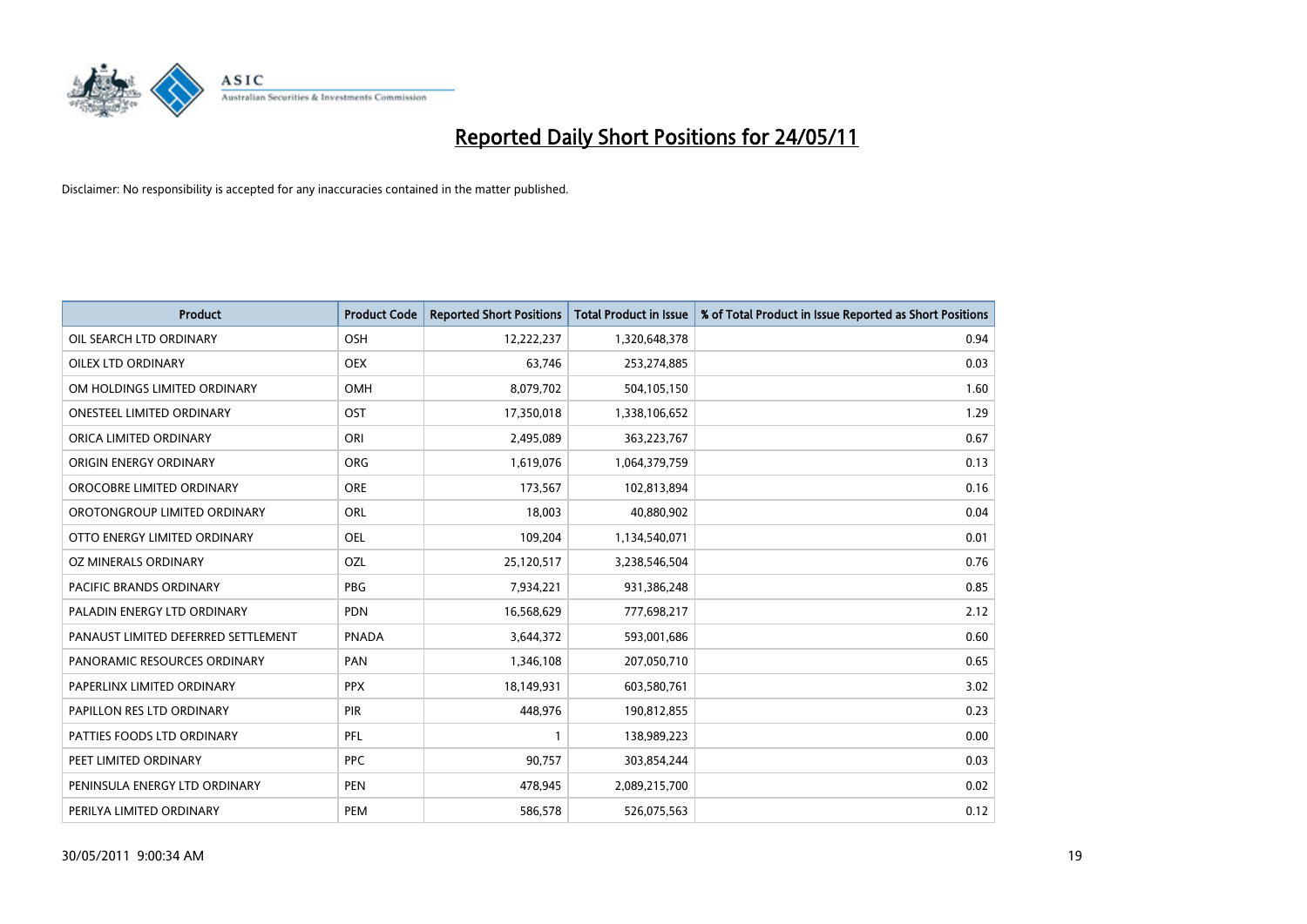# Reported Daily Short Positions for 24/05/11

Disclaimer: No responsibility is accepted for any inaccuracies contained in the matter published.

| Product | Product Code | Reported Short Positions | Total Product in Issue | % of Total Product in Issue Reported as Short Positions |
|---|---|---|---|---|
| OIL SEARCH LTD ORDINARY | OSH | 12,222,237 | 1,320,648,378 | 0.94 |
| OILEX LTD ORDINARY | OEX | 63,746 | 253,274,885 | 0.03 |
| OM HOLDINGS LIMITED ORDINARY | OMH | 8,079,702 | 504,105,150 | 1.60 |
| ONESTEEL LIMITED ORDINARY | OST | 17,350,018 | 1,338,106,652 | 1.29 |
| ORICA LIMITED ORDINARY | ORI | 2,495,089 | 363,223,767 | 0.67 |
| ORIGIN ENERGY ORDINARY | ORG | 1,619,076 | 1,064,379,759 | 0.13 |
| OROCOBRE LIMITED ORDINARY | ORE | 173,567 | 102,813,894 | 0.16 |
| OROTONGROUP LIMITED ORDINARY | ORL | 18,003 | 40,880,902 | 0.04 |
| OTTO ENERGY LIMITED ORDINARY | OEL | 109,204 | 1,134,540,071 | 0.01 |
| OZ MINERALS ORDINARY | OZL | 25,120,517 | 3,238,546,504 | 0.76 |
| PACIFIC BRANDS ORDINARY | PBG | 7,934,221 | 931,386,248 | 0.85 |
| PALADIN ENERGY LTD ORDINARY | PDN | 16,568,629 | 777,698,217 | 2.12 |
| PANAUST LIMITED DEFERRED SETTLEMENT | PNADA | 3,644,372 | 593,001,686 | 0.60 |
| PANORAMIC RESOURCES ORDINARY | PAN | 1,346,108 | 207,050,710 | 0.65 |
| PAPERLINX LIMITED ORDINARY | PPX | 18,149,931 | 603,580,761 | 3.02 |
| PAPILLON RES LTD ORDINARY | PIR | 448,976 | 190,812,855 | 0.23 |
| PATTIES FOODS LTD ORDINARY | PFL | 1 | 138,989,223 | 0.00 |
| PEET LIMITED ORDINARY | PPC | 90,757 | 303,854,244 | 0.03 |
| PENINSULA ENERGY LTD ORDINARY | PEN | 478,945 | 2,089,215,700 | 0.02 |
| PERILYA LIMITED ORDINARY | PEM | 586,578 | 526,075,563 | 0.12 |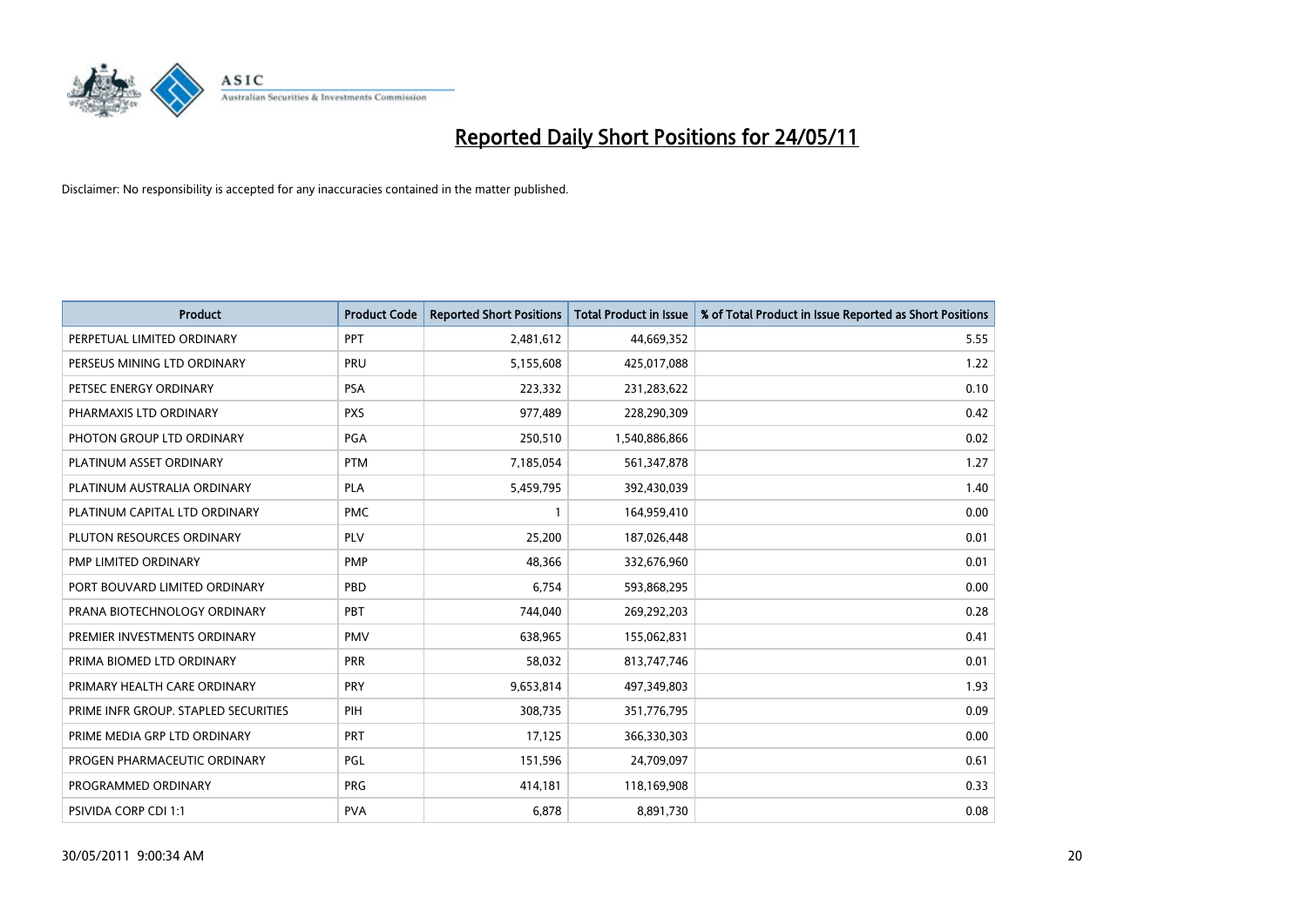# Reported Daily Short Positions for 24/05/11

Disclaimer: No responsibility is accepted for any inaccuracies contained in the matter published.

| Product | Product Code | Reported Short Positions | Total Product in Issue | % of Total Product in Issue Reported as Short Positions |
|---|---|---|---|---|
| PERPETUAL LIMITED ORDINARY | PPT | 2,481,612 | 44,669,352 | 5.55 |
| PERSEUS MINING LTD ORDINARY | PRU | 5,155,608 | 425,017,088 | 1.22 |
| PETSEC ENERGY ORDINARY | PSA | 223,332 | 231,283,622 | 0.10 |
| PHARMAXIS LTD ORDINARY | PXS | 977,489 | 228,290,309 | 0.42 |
| PHOTON GROUP LTD ORDINARY | PGA | 250,510 | 1,540,886,866 | 0.02 |
| PLATINUM ASSET ORDINARY | PTM | 7,185,054 | 561,347,878 | 1.27 |
| PLATINUM AUSTRALIA ORDINARY | PLA | 5,459,795 | 392,430,039 | 1.40 |
| PLATINUM CAPITAL LTD ORDINARY | PMC | 1 | 164,959,410 | 0.00 |
| PLUTON RESOURCES ORDINARY | PLV | 25,200 | 187,026,448 | 0.01 |
| PMP LIMITED ORDINARY | PMP | 48,366 | 332,676,960 | 0.01 |
| PORT BOUVARD LIMITED ORDINARY | PBD | 6,754 | 593,868,295 | 0.00 |
| PRANA BIOTECHNOLOGY ORDINARY | PBT | 744,040 | 269,292,203 | 0.28 |
| PREMIER INVESTMENTS ORDINARY | PMV | 638,965 | 155,062,831 | 0.41 |
| PRIMA BIOMED LTD ORDINARY | PRR | 58,032 | 813,747,746 | 0.01 |
| PRIMARY HEALTH CARE ORDINARY | PRY | 9,653,814 | 497,349,803 | 1.93 |
| PRIME INFR GROUP. STAPLED SECURITIES | PIH | 308,735 | 351,776,795 | 0.09 |
| PRIME MEDIA GRP LTD ORDINARY | PRT | 17,125 | 366,330,303 | 0.00 |
| PROGEN PHARMACEUTIC ORDINARY | PGL | 151,596 | 24,709,097 | 0.61 |
| PROGRAMMED ORDINARY | PRG | 414,181 | 118,169,908 | 0.33 |
| PSIVIDA CORP CDI 1:1 | PVA | 6,878 | 8,891,730 | 0.08 |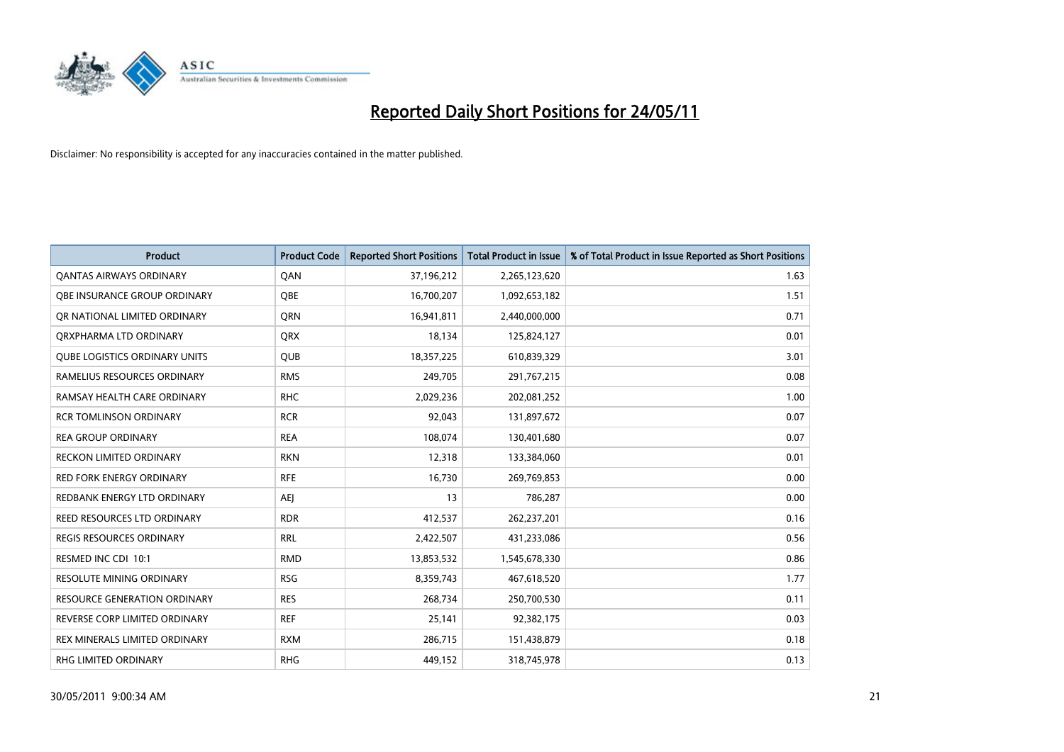# Reported Daily Short Positions for 24/05/11

Disclaimer: No responsibility is accepted for any inaccuracies contained in the matter published.

| Product | Product Code | Reported Short Positions | Total Product in Issue | % of Total Product in Issue Reported as Short Positions |
|---|---|---|---|---|
| QANTAS AIRWAYS ORDINARY | QAN | 37,196,212 | 2,265,123,620 | 1.63 |
| QBE INSURANCE GROUP ORDINARY | QBE | 16,700,207 | 1,092,653,182 | 1.51 |
| QR NATIONAL LIMITED ORDINARY | QRN | 16,941,811 | 2,440,000,000 | 0.71 |
| QRXPHARMA LTD ORDINARY | QRX | 18,134 | 125,824,127 | 0.01 |
| QUBE LOGISTICS ORDINARY UNITS | QUB | 18,357,225 | 610,839,329 | 3.01 |
| RAMELIUS RESOURCES ORDINARY | RMS | 249,705 | 291,767,215 | 0.08 |
| RAMSAY HEALTH CARE ORDINARY | RHC | 2,029,236 | 202,081,252 | 1.00 |
| RCR TOMLINSON ORDINARY | RCR | 92,043 | 131,897,672 | 0.07 |
| REA GROUP ORDINARY | REA | 108,074 | 130,401,680 | 0.07 |
| RECKON LIMITED ORDINARY | RKN | 12,318 | 133,384,060 | 0.01 |
| RED FORK ENERGY ORDINARY | RFE | 16,730 | 269,769,853 | 0.00 |
| REDBANK ENERGY LTD ORDINARY | AEJ | 13 | 786,287 | 0.00 |
| REED RESOURCES LTD ORDINARY | RDR | 412,537 | 262,237,201 | 0.16 |
| REGIS RESOURCES ORDINARY | RRL | 2,422,507 | 431,233,086 | 0.56 |
| RESMED INC CDI 10:1 | RMD | 13,853,532 | 1,545,678,330 | 0.86 |
| RESOLUTE MINING ORDINARY | RSG | 8,359,743 | 467,618,520 | 1.77 |
| RESOURCE GENERATION ORDINARY | RES | 268,734 | 250,700,530 | 0.11 |
| REVERSE CORP LIMITED ORDINARY | REF | 25,141 | 92,382,175 | 0.03 |
| REX MINERALS LIMITED ORDINARY | RXM | 286,715 | 151,438,879 | 0.18 |
| RHG LIMITED ORDINARY | RHG | 449,152 | 318,745,978 | 0.13 |

30/05/2011 9:00:34 AM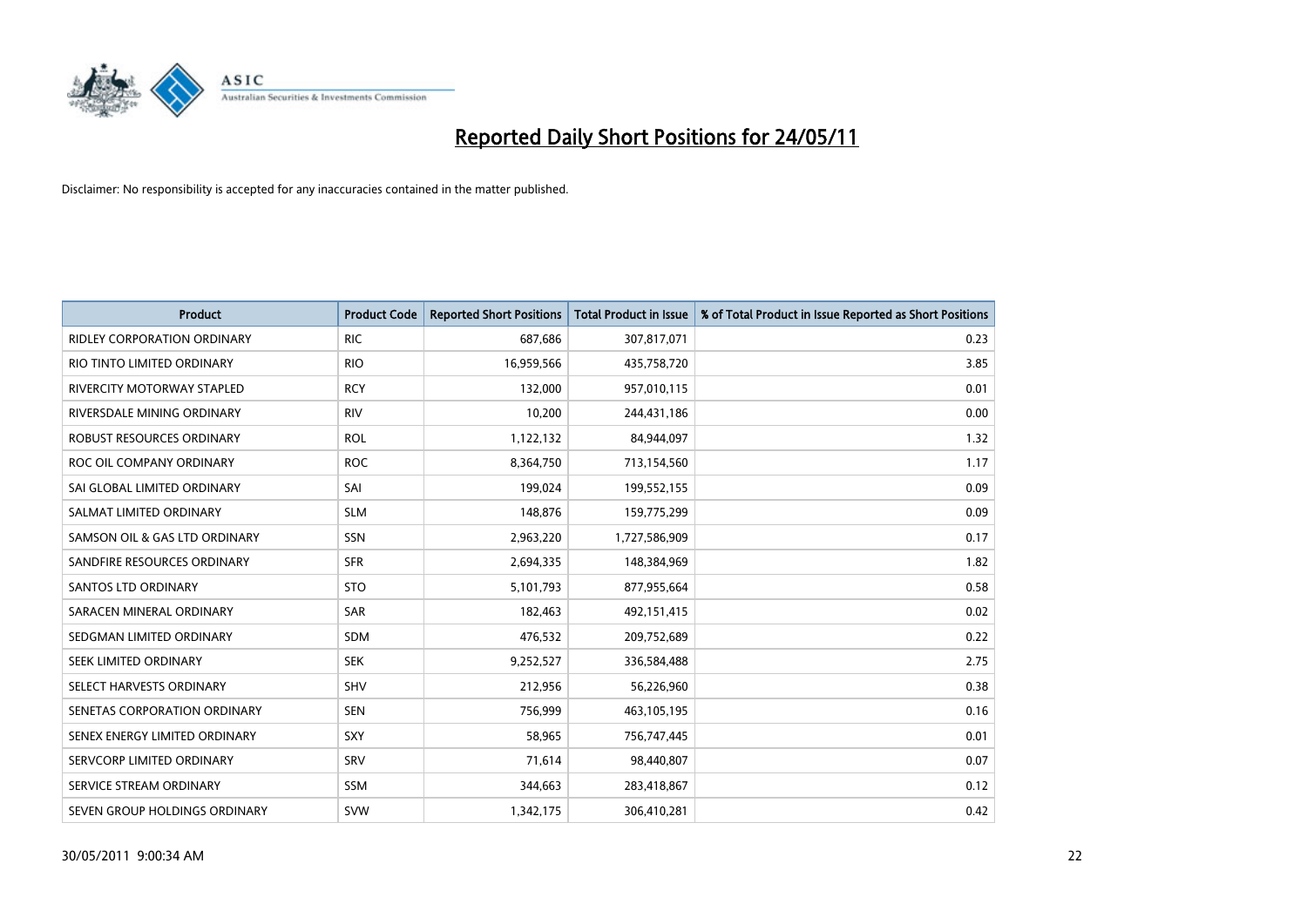# Reported Daily Short Positions for 24/05/11

Disclaimer: No responsibility is accepted for any inaccuracies contained in the matter published.

| Product | Product Code | Reported Short Positions | Total Product in Issue | % of Total Product in Issue Reported as Short Positions |
|---|---|---|---|---|
| RIDLEY CORPORATION ORDINARY | RIC | 687,686 | 307,817,071 | 0.23 |
| RIO TINTO LIMITED ORDINARY | RIO | 16,959,566 | 435,758,720 | 3.85 |
| RIVERCITY MOTORWAY STAPLED | RCY | 132,000 | 957,010,115 | 0.01 |
| RIVERSDALE MINING ORDINARY | RIV | 10,200 | 244,431,186 | 0.00 |
| ROBUST RESOURCES ORDINARY | ROL | 1,122,132 | 84,944,097 | 1.32 |
| ROC OIL COMPANY ORDINARY | ROC | 8,364,750 | 713,154,560 | 1.17 |
| SAI GLOBAL LIMITED ORDINARY | SAI | 199,024 | 199,552,155 | 0.09 |
| SALMAT LIMITED ORDINARY | SLM | 148,876 | 159,775,299 | 0.09 |
| SAMSON OIL & GAS LTD ORDINARY | SSN | 2,963,220 | 1,727,586,909 | 0.17 |
| SANDFIRE RESOURCES ORDINARY | SFR | 2,694,335 | 148,384,969 | 1.82 |
| SANTOS LTD ORDINARY | STO | 5,101,793 | 877,955,664 | 0.58 |
| SARACEN MINERAL ORDINARY | SAR | 182,463 | 492,151,415 | 0.02 |
| SEDGMAN LIMITED ORDINARY | SDM | 476,532 | 209,752,689 | 0.22 |
| SEEK LIMITED ORDINARY | SEK | 9,252,527 | 336,584,488 | 2.75 |
| SELECT HARVESTS ORDINARY | SHV | 212,956 | 56,226,960 | 0.38 |
| SENETAS CORPORATION ORDINARY | SEN | 756,999 | 463,105,195 | 0.16 |
| SENEX ENERGY LIMITED ORDINARY | SXY | 58,965 | 756,747,445 | 0.01 |
| SERVCORP LIMITED ORDINARY | SRV | 71,614 | 98,440,807 | 0.07 |
| SERVICE STREAM ORDINARY | SSM | 344,663 | 283,418,867 | 0.12 |
| SEVEN GROUP HOLDINGS ORDINARY | SVW | 1,342,175 | 306,410,281 | 0.42 |

30/05/2011 9:00:34 AM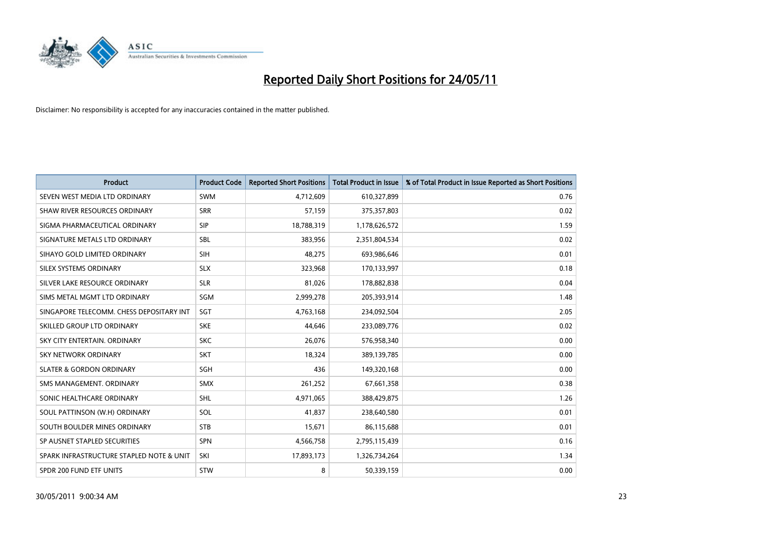# Reported Daily Short Positions for 24/05/11

Disclaimer: No responsibility is accepted for any inaccuracies contained in the matter published.

| Product | Product Code | Reported Short Positions | Total Product in Issue | % of Total Product in Issue Reported as Short Positions |
|---|---|---|---|---|
| SEVEN WEST MEDIA LTD ORDINARY | SWM | 4,712,609 | 610,327,899 | 0.76 |
| SHAW RIVER RESOURCES ORDINARY | SRR | 57,159 | 375,357,803 | 0.02 |
| SIGMA PHARMACEUTICAL ORDINARY | SIP | 18,788,319 | 1,178,626,572 | 1.59 |
| SIGNATURE METALS LTD ORDINARY | SBL | 383,956 | 2,351,804,534 | 0.02 |
| SIHAYO GOLD LIMITED ORDINARY | SIH | 48,275 | 693,986,646 | 0.01 |
| SILEX SYSTEMS ORDINARY | SLX | 323,968 | 170,133,997 | 0.18 |
| SILVER LAKE RESOURCE ORDINARY | SLR | 81,026 | 178,882,838 | 0.04 |
| SIMS METAL MGMT LTD ORDINARY | SGM | 2,999,278 | 205,393,914 | 1.48 |
| SINGAPORE TELECOMM. CHESS DEPOSITARY INT | SGT | 4,763,168 | 234,092,504 | 2.05 |
| SKILLED GROUP LTD ORDINARY | SKE | 44,646 | 233,089,776 | 0.02 |
| SKY CITY ENTERTAIN. ORDINARY | SKC | 26,076 | 576,958,340 | 0.00 |
| SKY NETWORK ORDINARY | SKT | 18,324 | 389,139,785 | 0.00 |
| SLATER & GORDON ORDINARY | SGH | 436 | 149,320,168 | 0.00 |
| SMS MANAGEMENT. ORDINARY | SMX | 261,252 | 67,661,358 | 0.38 |
| SONIC HEALTHCARE ORDINARY | SHL | 4,971,065 | 388,429,875 | 1.26 |
| SOUL PATTINSON (W.H) ORDINARY | SOL | 41,837 | 238,640,580 | 0.01 |
| SOUTH BOULDER MINES ORDINARY | STB | 15,671 | 86,115,688 | 0.01 |
| SP AUSNET STAPLED SECURITIES | SPN | 4,566,758 | 2,795,115,439 | 0.16 |
| SPARK INFRASTRUCTURE STAPLED NOTE & UNIT | SKI | 17,893,173 | 1,326,734,264 | 1.34 |
| SPDR 200 FUND ETF UNITS | STW | 8 | 50,339,159 | 0.00 |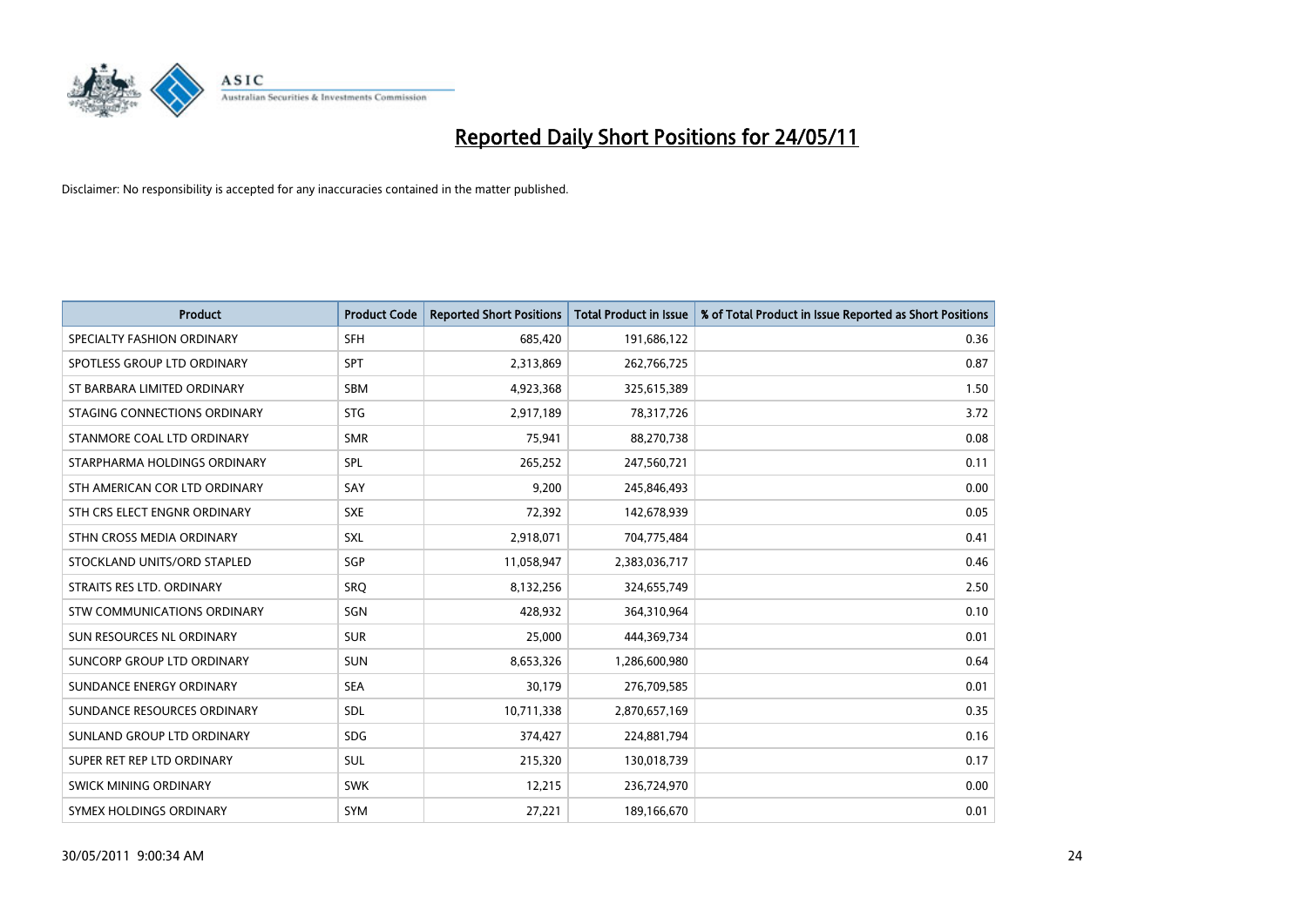# Reported Daily Short Positions for 24/05/11

Disclaimer: No responsibility is accepted for any inaccuracies contained in the matter published.

| Product | Product Code | Reported Short Positions | Total Product in Issue | % of Total Product in Issue Reported as Short Positions |
|---|---|---|---|---|
| SPECIALTY FASHION ORDINARY | SFH | 685,420 | 191,686,122 | 0.36 |
| SPOTLESS GROUP LTD ORDINARY | SPT | 2,313,869 | 262,766,725 | 0.87 |
| ST BARBARA LIMITED ORDINARY | SBM | 4,923,368 | 325,615,389 | 1.50 |
| STAGING CONNECTIONS ORDINARY | STG | 2,917,189 | 78,317,726 | 3.72 |
| STANMORE COAL LTD ORDINARY | SMR | 75,941 | 88,270,738 | 0.08 |
| STARPHARMA HOLDINGS ORDINARY | SPL | 265,252 | 247,560,721 | 0.11 |
| STH AMERICAN COR LTD ORDINARY | SAY | 9,200 | 245,846,493 | 0.00 |
| STH CRS ELECT ENGNR ORDINARY | SXE | 72,392 | 142,678,939 | 0.05 |
| STHN CROSS MEDIA ORDINARY | SXL | 2,918,071 | 704,775,484 | 0.41 |
| STOCKLAND UNITS/ORD STAPLED | SGP | 11,058,947 | 2,383,036,717 | 0.46 |
| STRAITS RES LTD. ORDINARY | SRQ | 8,132,256 | 324,655,749 | 2.50 |
| STW COMMUNICATIONS ORDINARY | SGN | 428,932 | 364,310,964 | 0.10 |
| SUN RESOURCES NL ORDINARY | SUR | 25,000 | 444,369,734 | 0.01 |
| SUNCORP GROUP LTD ORDINARY | SUN | 8,653,326 | 1,286,600,980 | 0.64 |
| SUNDANCE ENERGY ORDINARY | SEA | 30,179 | 276,709,585 | 0.01 |
| SUNDANCE RESOURCES ORDINARY | SDL | 10,711,338 | 2,870,657,169 | 0.35 |
| SUNLAND GROUP LTD ORDINARY | SDG | 374,427 | 224,881,794 | 0.16 |
| SUPER RET REP LTD ORDINARY | SUL | 215,320 | 130,018,739 | 0.17 |
| SWICK MINING ORDINARY | SWK | 12,215 | 236,724,970 | 0.00 |
| SYMEX HOLDINGS ORDINARY | SYM | 27,221 | 189,166,670 | 0.01 |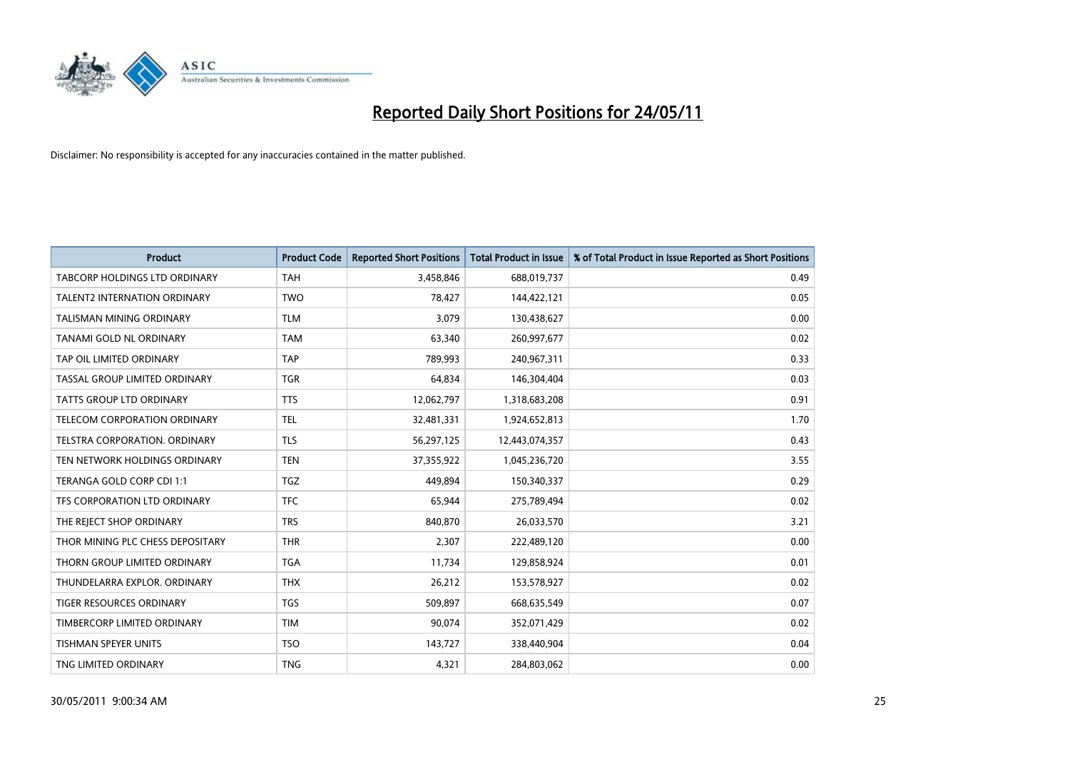# Reported Daily Short Positions for 24/05/11

Disclaimer: No responsibility is accepted for any inaccuracies contained in the matter published.

| Product | Product Code | Reported Short Positions | Total Product in Issue | % of Total Product in Issue Reported as Short Positions |
|---|---|---|---|---|
| TABCORP HOLDINGS LTD ORDINARY | TAH | 3,458,846 | 688,019,737 | 0.49 |
| TALENT2 INTERNATION ORDINARY | TWO | 78,427 | 144,422,121 | 0.05 |
| TALISMAN MINING ORDINARY | TLM | 3,079 | 130,438,627 | 0.00 |
| TANAMI GOLD NL ORDINARY | TAM | 63,340 | 260,997,677 | 0.02 |
| TAP OIL LIMITED ORDINARY | TAP | 789,993 | 240,967,311 | 0.33 |
| TASSAL GROUP LIMITED ORDINARY | TGR | 64,834 | 146,304,404 | 0.03 |
| TATTS GROUP LTD ORDINARY | TTS | 12,062,797 | 1,318,683,208 | 0.91 |
| TELECOM CORPORATION ORDINARY | TEL | 32,481,331 | 1,924,652,813 | 1.70 |
| TELSTRA CORPORATION. ORDINARY | TLS | 56,297,125 | 12,443,074,357 | 0.43 |
| TEN NETWORK HOLDINGS ORDINARY | TEN | 37,355,922 | 1,045,236,720 | 3.55 |
| TERANGA GOLD CORP CDI 1:1 | TGZ | 449,894 | 150,340,337 | 0.29 |
| TFS CORPORATION LTD ORDINARY | TFC | 65,944 | 275,789,494 | 0.02 |
| THE REJECT SHOP ORDINARY | TRS | 840,870 | 26,033,570 | 3.21 |
| THOR MINING PLC CHESS DEPOSITARY | THR | 2,307 | 222,489,120 | 0.00 |
| THORN GROUP LIMITED ORDINARY | TGA | 11,734 | 129,858,924 | 0.01 |
| THUNDELARRA EXPLOR. ORDINARY | THX | 26,212 | 153,578,927 | 0.02 |
| TIGER RESOURCES ORDINARY | TGS | 509,897 | 668,635,549 | 0.07 |
| TIMBERCORP LIMITED ORDINARY | TIM | 90,074 | 352,071,429 | 0.02 |
| TISHMAN SPEYER UNITS | TSO | 143,727 | 338,440,904 | 0.04 |
| TNG LIMITED ORDINARY | TNG | 4,321 | 284,803,062 | 0.00 |

30/05/2011 9:00:34 AM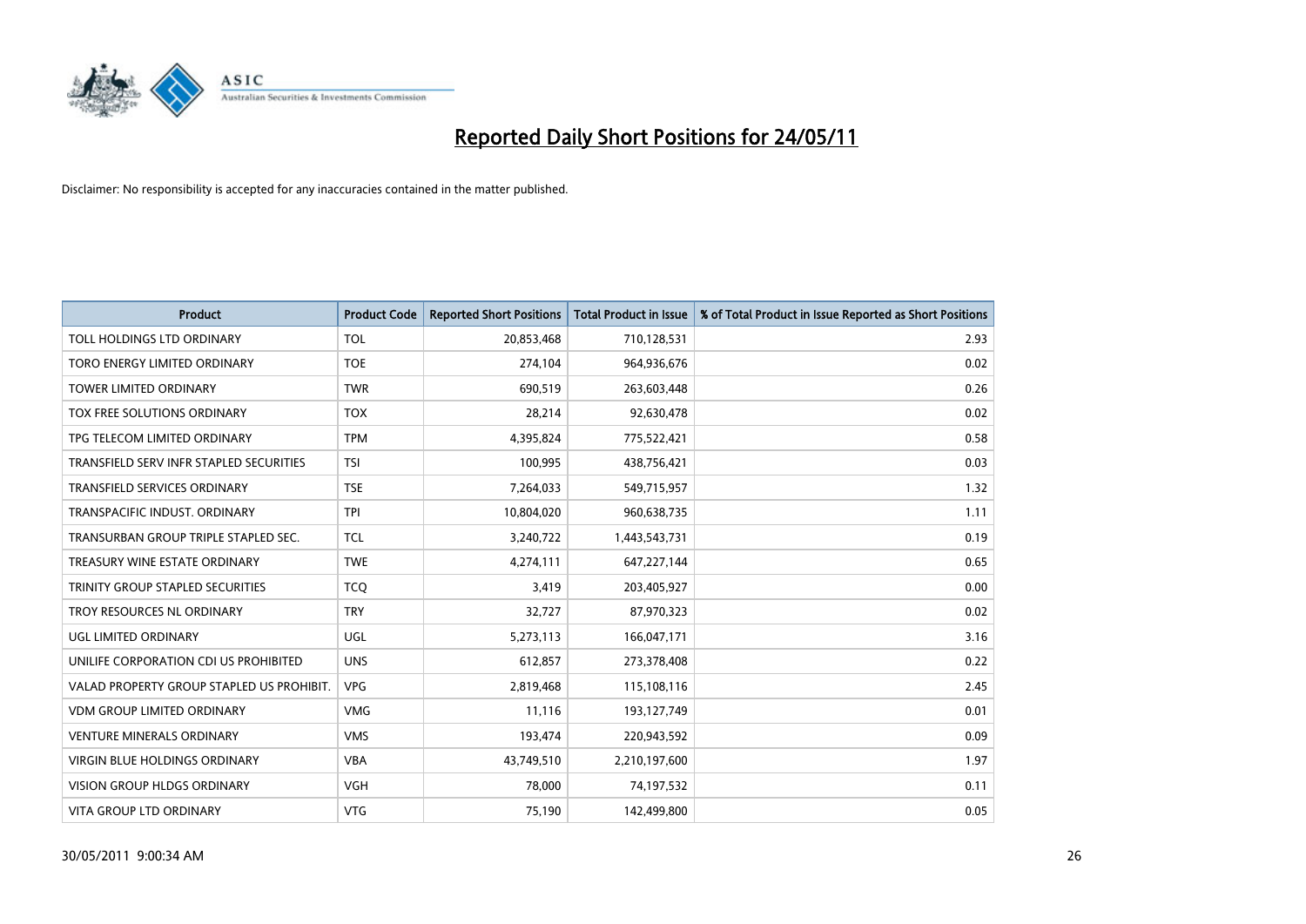# Reported Daily Short Positions for 24/05/11

Disclaimer: No responsibility is accepted for any inaccuracies contained in the matter published.

| Product | Product Code | Reported Short Positions | Total Product in Issue | % of Total Product in Issue Reported as Short Positions |
|---|---|---|---|---|
| TOLL HOLDINGS LTD ORDINARY | TOL | 20,853,468 | 710,128,531 | 2.93 |
| TORO ENERGY LIMITED ORDINARY | TOE | 274,104 | 964,936,676 | 0.02 |
| TOWER LIMITED ORDINARY | TWR | 690,519 | 263,603,448 | 0.26 |
| TOX FREE SOLUTIONS ORDINARY | TOX | 28,214 | 92,630,478 | 0.02 |
| TPG TELECOM LIMITED ORDINARY | TPM | 4,395,824 | 775,522,421 | 0.58 |
| TRANSFIELD SERV INFR STAPLED SECURITIES | TSI | 100,995 | 438,756,421 | 0.03 |
| TRANSFIELD SERVICES ORDINARY | TSE | 7,264,033 | 549,715,957 | 1.32 |
| TRANSPACIFIC INDUST. ORDINARY | TPI | 10,804,020 | 960,638,735 | 1.11 |
| TRANSURBAN GROUP TRIPLE STAPLED SEC. | TCL | 3,240,722 | 1,443,543,731 | 0.19 |
| TREASURY WINE ESTATE ORDINARY | TWE | 4,274,111 | 647,227,144 | 0.65 |
| TRINITY GROUP STAPLED SECURITIES | TCQ | 3,419 | 203,405,927 | 0.00 |
| TROY RESOURCES NL ORDINARY | TRY | 32,727 | 87,970,323 | 0.02 |
| UGL LIMITED ORDINARY | UGL | 5,273,113 | 166,047,171 | 3.16 |
| UNILIFE CORPORATION CDI US PROHIBITED | UNS | 612,857 | 273,378,408 | 0.22 |
| VALAD PROPERTY GROUP STAPLED US PROHIBIT. | VPG | 2,819,468 | 115,108,116 | 2.45 |
| VDM GROUP LIMITED ORDINARY | VMG | 11,116 | 193,127,749 | 0.01 |
| VENTURE MINERALS ORDINARY | VMS | 193,474 | 220,943,592 | 0.09 |
| VIRGIN BLUE HOLDINGS ORDINARY | VBA | 43,749,510 | 2,210,197,600 | 1.97 |
| VISION GROUP HLDGS ORDINARY | VGH | 78,000 | 74,197,532 | 0.11 |
| VITA GROUP LTD ORDINARY | VTG | 75,190 | 142,499,800 | 0.05 |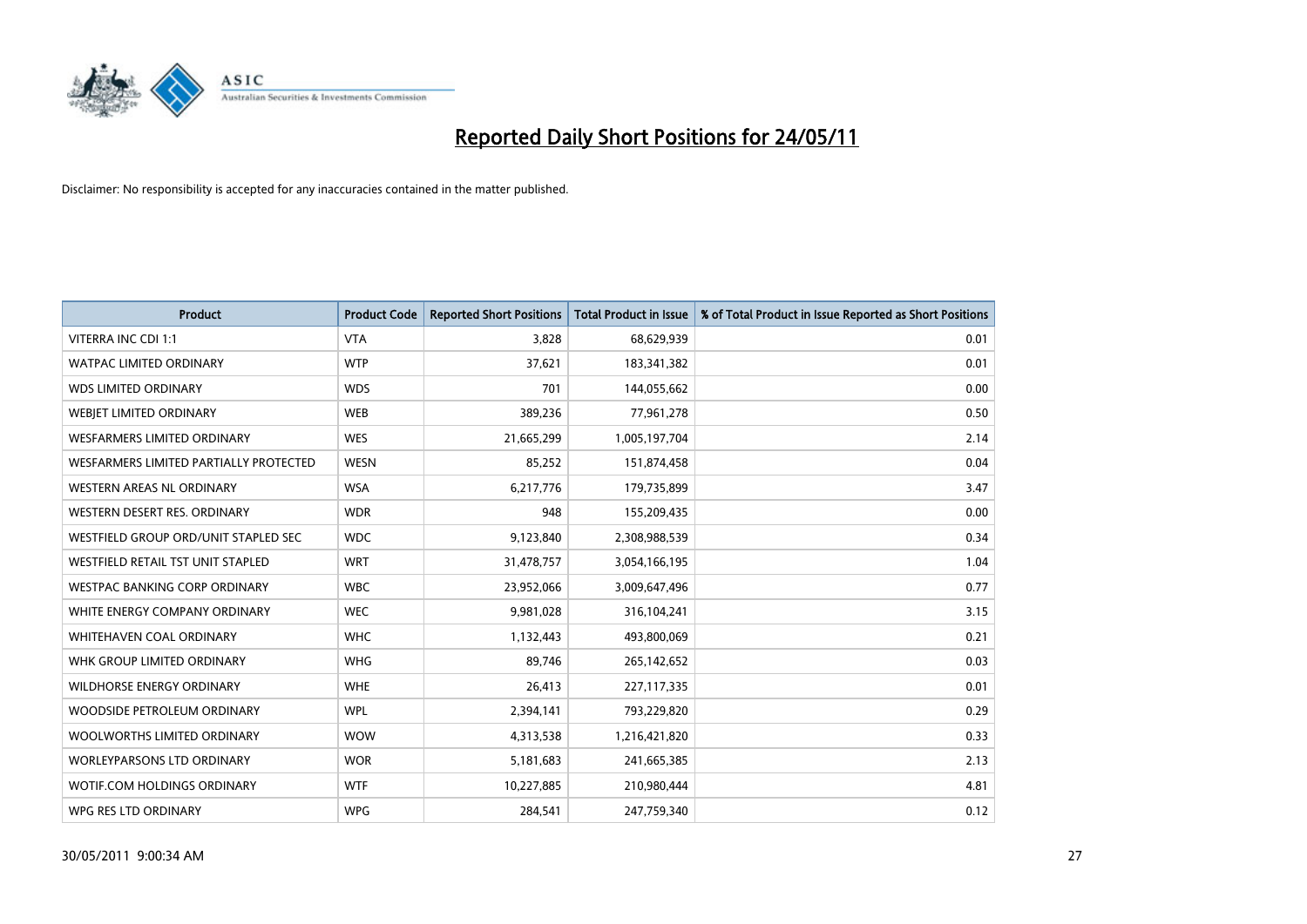# Reported Daily Short Positions for 24/05/11

Disclaimer: No responsibility is accepted for any inaccuracies contained in the matter published.

| Product | Product Code | Reported Short Positions | Total Product in Issue | % of Total Product in Issue Reported as Short Positions |
|---|---|---|---|---|
| VITERRA INC CDI 1:1 | VTA | 3,828 | 68,629,939 | 0.01 |
| WATPAC LIMITED ORDINARY | WTP | 37,621 | 183,341,382 | 0.01 |
| WDS LIMITED ORDINARY | WDS | 701 | 144,055,662 | 0.00 |
| WEBJET LIMITED ORDINARY | WEB | 389,236 | 77,961,278 | 0.50 |
| WESFARMERS LIMITED ORDINARY | WES | 21,665,299 | 1,005,197,704 | 2.14 |
| WESFARMERS LIMITED PARTIALLY PROTECTED | WESN | 85,252 | 151,874,458 | 0.04 |
| WESTERN AREAS NL ORDINARY | WSA | 6,217,776 | 179,735,899 | 3.47 |
| WESTERN DESERT RES. ORDINARY | WDR | 948 | 155,209,435 | 0.00 |
| WESTFIELD GROUP ORD/UNIT STAPLED SEC | WDC | 9,123,840 | 2,308,988,539 | 0.34 |
| WESTFIELD RETAIL TST UNIT STAPLED | WRT | 31,478,757 | 3,054,166,195 | 1.04 |
| WESTPAC BANKING CORP ORDINARY | WBC | 23,952,066 | 3,009,647,496 | 0.77 |
| WHITE ENERGY COMPANY ORDINARY | WEC | 9,981,028 | 316,104,241 | 3.15 |
| WHITEHAVEN COAL ORDINARY | WHC | 1,132,443 | 493,800,069 | 0.21 |
| WHK GROUP LIMITED ORDINARY | WHG | 89,746 | 265,142,652 | 0.03 |
| WILDHORSE ENERGY ORDINARY | WHE | 26,413 | 227,117,335 | 0.01 |
| WOODSIDE PETROLEUM ORDINARY | WPL | 2,394,141 | 793,229,820 | 0.29 |
| WOOLWORTHS LIMITED ORDINARY | WOW | 4,313,538 | 1,216,421,820 | 0.33 |
| WORLEYPARSONS LTD ORDINARY | WOR | 5,181,683 | 241,665,385 | 2.13 |
| WOTIF.COM HOLDINGS ORDINARY | WTF | 10,227,885 | 210,980,444 | 4.81 |
| WPG RES LTD ORDINARY | WPG | 284,541 | 247,759,340 | 0.12 |

30/05/2011 9:00:34 AM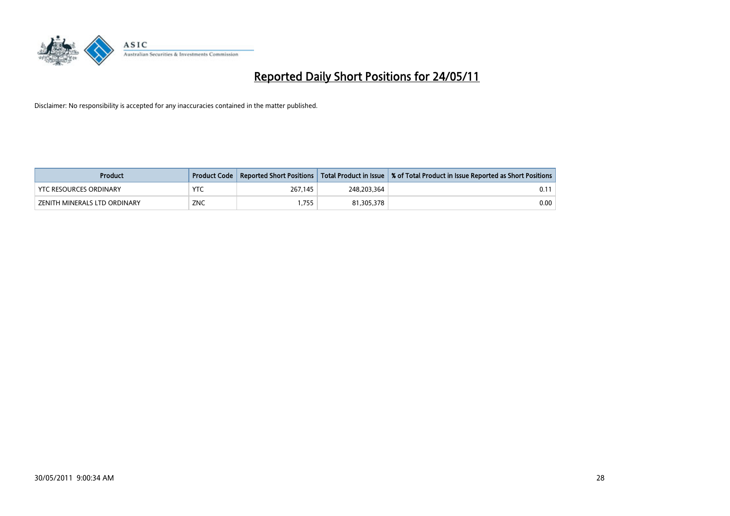# Reported Daily Short Positions for 24/05/11

Disclaimer: No responsibility is accepted for any inaccuracies contained in the matter published.

| Product | Product Code | Reported Short Positions | Total Product in Issue | % of Total Product in Issue Reported as Short Positions |
|---|---|---|---|---|
| YTC RESOURCES ORDINARY | YTC | 267,145 | 248,203,364 | 0.11 |
| ZENITH MINERALS LTD ORDINARY | ZNC | 1,755 | 81,305,378 | 0.00 |

30/05/2011 9:00:34 AM